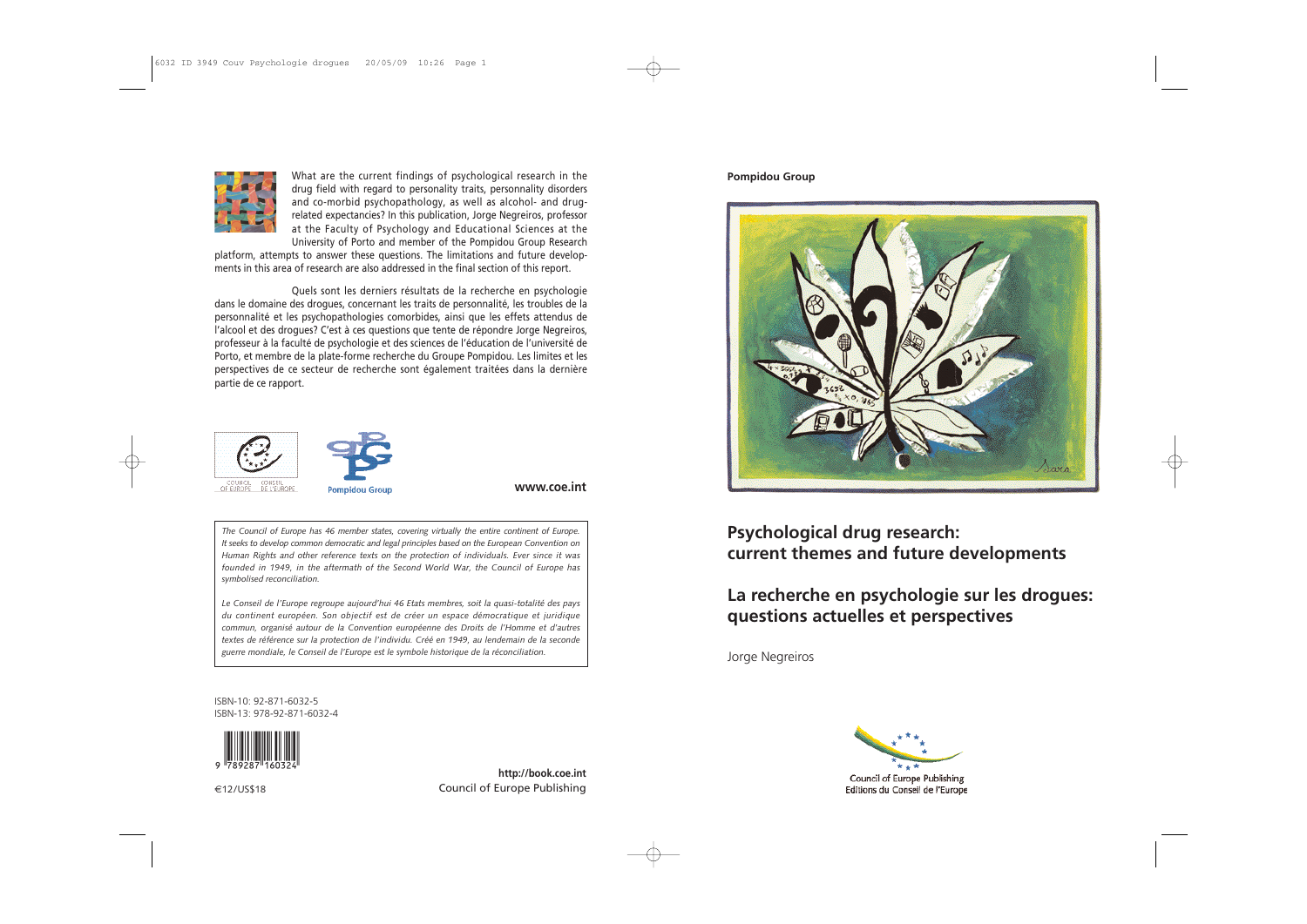**Pompidou Group**

# Psychological drug research: current themes and future developments

# La recherche en psychologie sur les drogues: questions actuelles et perspectives

Jorge Negreiros

Council of Europe Publishing
Editions du Conseil de l'Europe

What are the current findings of psychological research in the drug field with regard to personality traits, personnality disorders and co-morbid psychopathology, as well as alcohol- and drug-related expectancies? In this publication, Jorge Negreiros, professor at the Faculty of Psychology and Educational Sciences at the University of Porto and member of the Pompidou Group Research platform, attempts to answer these questions. The limitations and future developments in this area of research are also addressed in the final section of this report.

Quels sont les derniers résultats de la recherche en psychologie dans le domaine des drogues, concernant les traits de personnalité, les troubles de la personnalité et les psychopathologies comorbides, ainsi que les effets attendus de l'alcool et des drogues? C'est à ces questions que tente de répondre Jorge Negreiros, professeur à la faculté de psychologie et des sciences de l'éducation de l'université de Porto, et membre de la plate-forme recherche du Groupe Pompidou. Les limites et les perspectives de ce secteur de recherche sont également traitées dans la dernière partie de ce rapport.

Council of Europe / Conseil de l'Europe

Pompidou Group

www.coe.int

*The Council of Europe has 46 member states, covering virtually the entire continent of Europe. It seeks to develop common democratic and legal principles based on the European Convention on Human Rights and other reference texts on the protection of individuals. Ever since it was founded in 1949, in the aftermath of the Second World War, the Council of Europe has symbolised reconciliation.*

*Le Conseil de l'Europe regroupe aujourd'hui 46 Etats membres, soit la quasi-totalité des pays du continent européen. Son objectif est de créer un espace démocratique et juridique commun, organisé autour de la Convention européenne des Droits de l'Homme et d'autres textes de référence sur la protection de l'individu. Créé en 1949, au lendemain de la seconde guerre mondiale, le Conseil de l'Europe est le symbole historique de la réconciliation.*

ISBN-10: 92-871-6032-5
ISBN-13: 978-92-871-6032-4

€12/US$18

**http://book.coe.int**
Council of Europe Publishing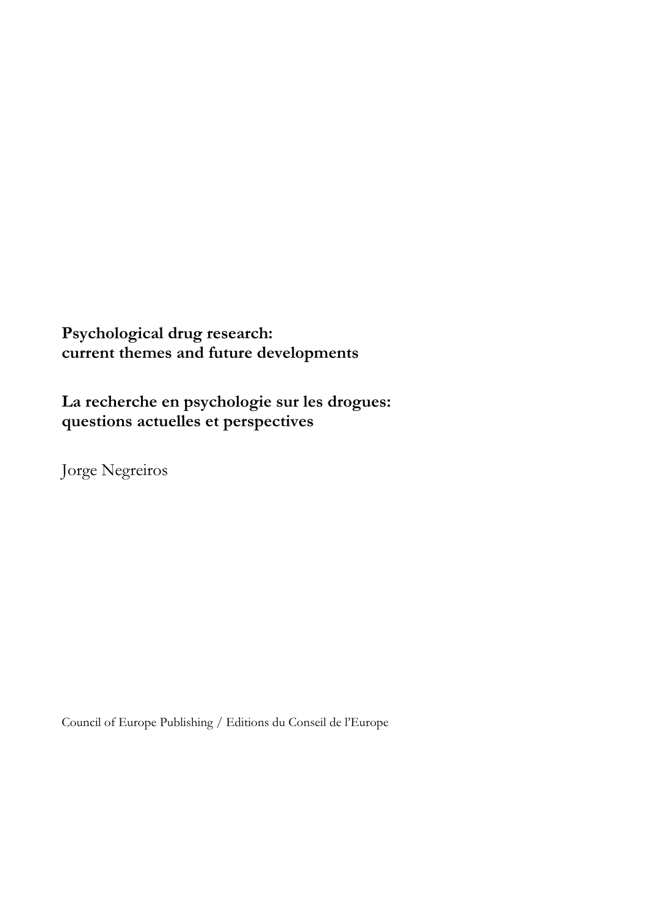**Psychological drug research:**
**current themes and future developments**

**La recherche en psychologie sur les drogues:**
**questions actuelles et perspectives**

Jorge Negreiros

Council of Europe Publishing / Editions du Conseil de l'Europe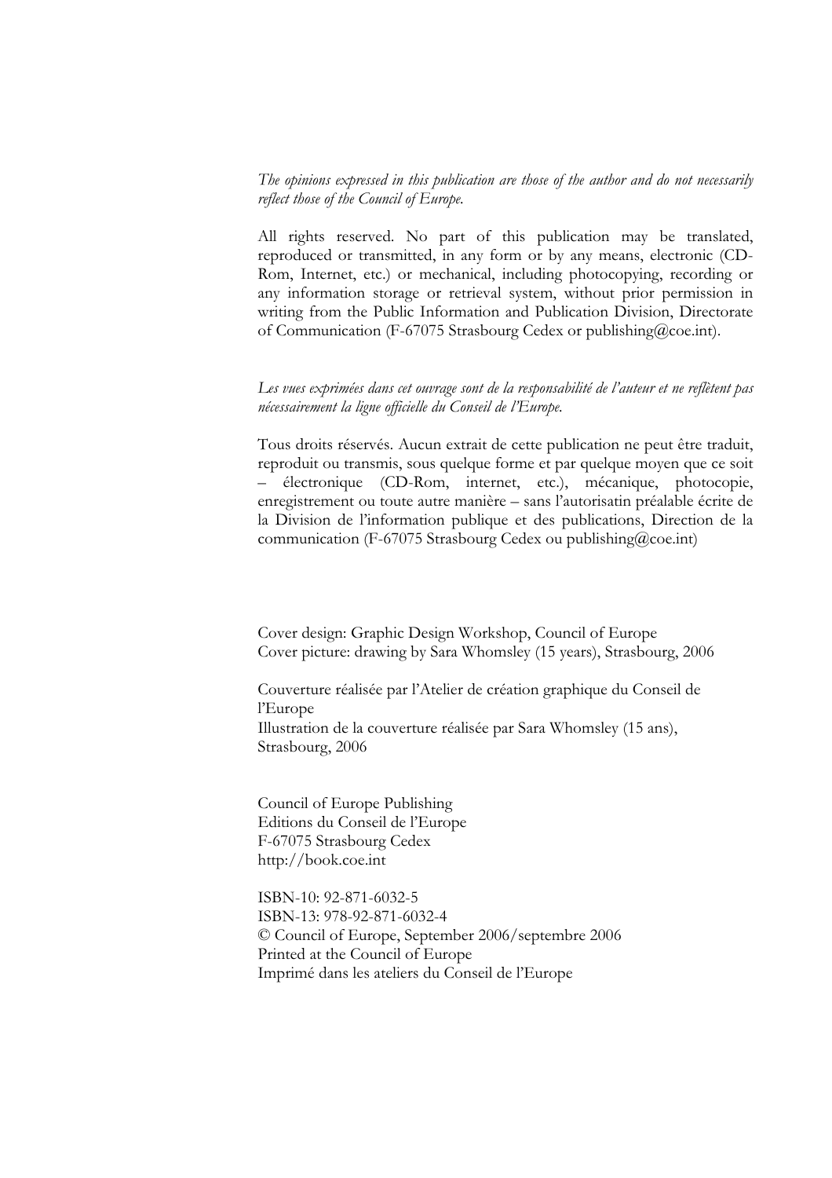*The opinions expressed in this publication are those of the author and do not necessarily reflect those of the Council of Europe.*

All rights reserved. No part of this publication may be translated, reproduced or transmitted, in any form or by any means, electronic (CD-Rom, Internet, etc.) or mechanical, including photocopying, recording or any information storage or retrieval system, without prior permission in writing from the Public Information and Publication Division, Directorate of Communication (F-67075 Strasbourg Cedex or publishing@coe.int).

*Les vues exprimées dans cet ouvrage sont de la responsabilité de l'auteur et ne reflètent pas nécessairement la ligne officielle du Conseil de l'Europe.*

Tous droits réservés. Aucun extrait de cette publication ne peut être traduit, reproduit ou transmis, sous quelque forme et par quelque moyen que ce soit – électronique (CD-Rom, internet, etc.), mécanique, photocopie, enregistrement ou toute autre manière – sans l'autorisatin préalable écrite de la Division de l'information publique et des publications, Direction de la communication (F-67075 Strasbourg Cedex ou publishing@coe.int)

Cover design: Graphic Design Workshop, Council of Europe
Cover picture: drawing by Sara Whomsley (15 years), Strasbourg, 2006

Couverture réalisée par l'Atelier de création graphique du Conseil de l'Europe
Illustration de la couverture réalisée par Sara Whomsley (15 ans), Strasbourg, 2006

Council of Europe Publishing
Editions du Conseil de l'Europe
F-67075 Strasbourg Cedex
http://book.coe.int

ISBN-10: 92-871-6032-5
ISBN-13: 978-92-871-6032-4
© Council of Europe, September 2006/septembre 2006
Printed at the Council of Europe
Imprimé dans les ateliers du Conseil de l'Europe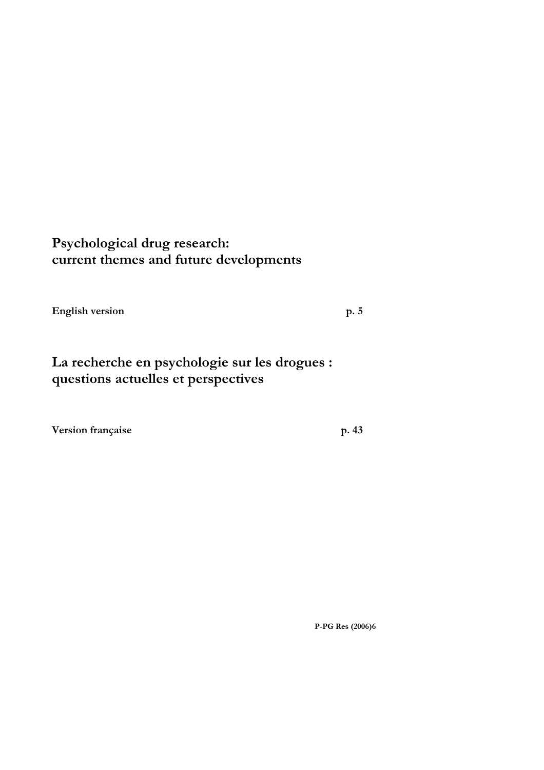**Psychological drug research: current themes and future developments**

**English version** p. 5

**La recherche en psychologie sur les drogues : questions actuelles et perspectives**

**Version française** p. 43

**P-PG Res (2006)6**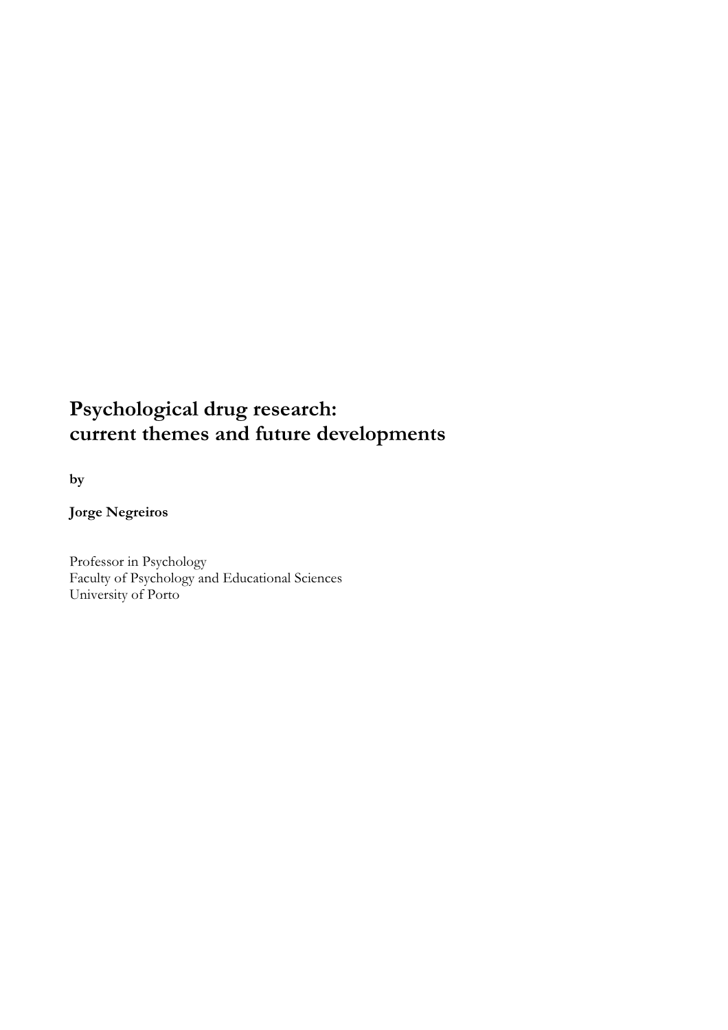# Psychological drug research: current themes and future developments

**by**

**Jorge Negreiros**

Professor in Psychology
Faculty of Psychology and Educational Sciences
University of Porto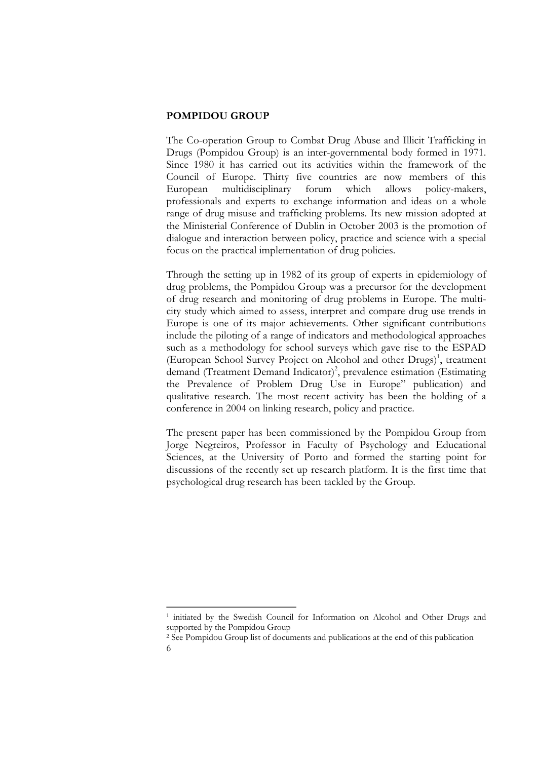**POMPIDOU GROUP**

The Co-operation Group to Combat Drug Abuse and Illicit Trafficking in Drugs (Pompidou Group) is an inter-governmental body formed in 1971. Since 1980 it has carried out its activities within the framework of the Council of Europe. Thirty five countries are now members of this European multidisciplinary forum which allows policy-makers, professionals and experts to exchange information and ideas on a whole range of drug misuse and trafficking problems. Its new mission adopted at the Ministerial Conference of Dublin in October 2003 is the promotion of dialogue and interaction between policy, practice and science with a special focus on the practical implementation of drug policies.

Through the setting up in 1982 of its group of experts in epidemiology of drug problems, the Pompidou Group was a precursor for the development of drug research and monitoring of drug problems in Europe. The multi-city study which aimed to assess, interpret and compare drug use trends in Europe is one of its major achievements. Other significant contributions include the piloting of a range of indicators and methodological approaches such as a methodology for school surveys which gave rise to the ESPAD (European School Survey Project on Alcohol and other Drugs)[1], treatment demand (Treatment Demand Indicator)[2], prevalence estimation (Estimating the Prevalence of Problem Drug Use in Europe" publication) and qualitative research. The most recent activity has been the holding of a conference in 2004 on linking research, policy and practice.

The present paper has been commissioned by the Pompidou Group from Jorge Negreiros, Professor in Faculty of Psychology and Educational Sciences, at the University of Porto and formed the starting point for discussions of the recently set up research platform. It is the first time that psychological drug research has been tackled by the Group.

---

[1] initiated by the Swedish Council for Information on Alcohol and Other Drugs and supported by the Pompidou Group

[2] See Pompidou Group list of documents and publications at the end of this publication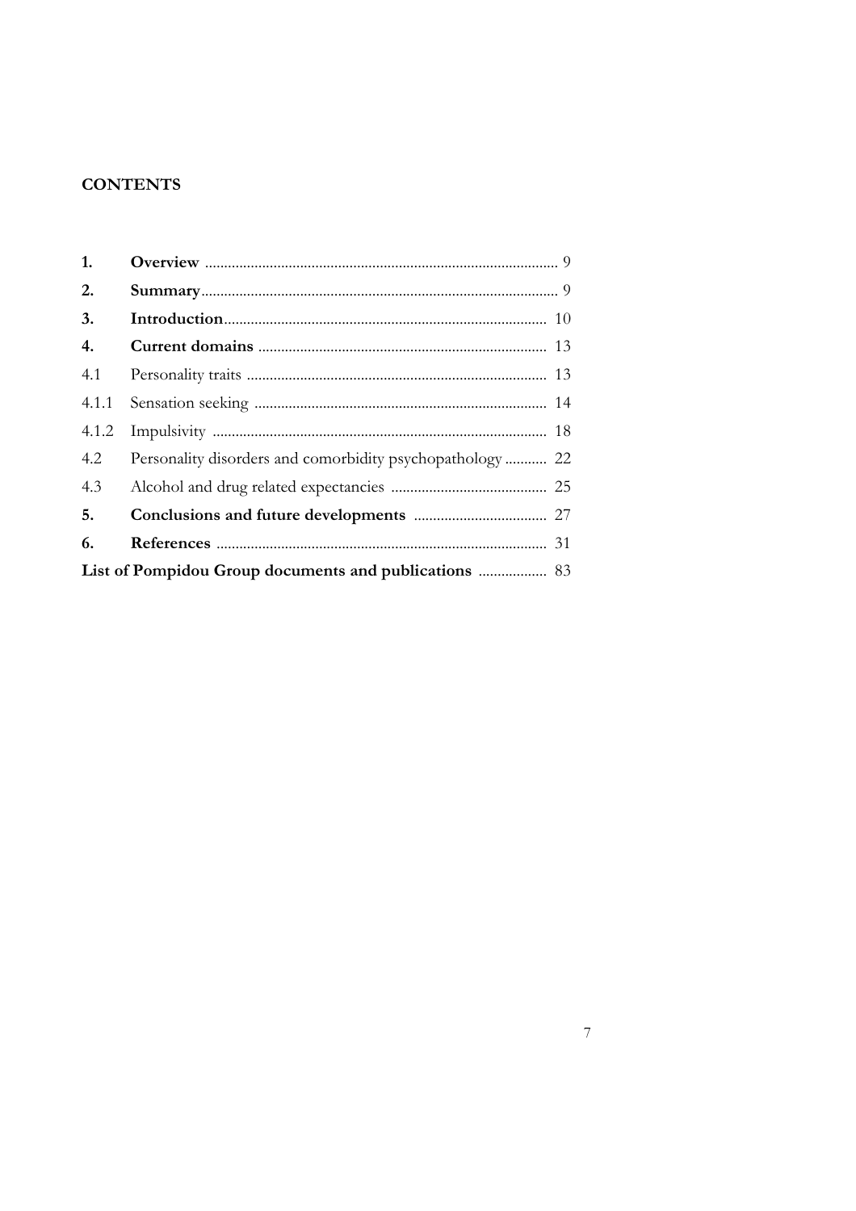**CONTENTS**

| | | |
|---|---|---|
| **1.** | **Overview** | 9 |
| **2.** | **Summary** | 9 |
| **3.** | **Introduction** | 10 |
| **4.** | **Current domains** | 13 |
| 4.1 | Personality traits | 13 |
| 4.1.1 | Sensation seeking | 14 |
| 4.1.2 | Impulsivity | 18 |
| 4.2 | Personality disorders and comorbidity psychopathology | 22 |
| 4.3 | Alcohol and drug related expectancies | 25 |
| **5.** | **Conclusions and future developments** | 27 |
| **6.** | **References** | 31 |
| **List of Pompidou Group documents and publications** | | 83 |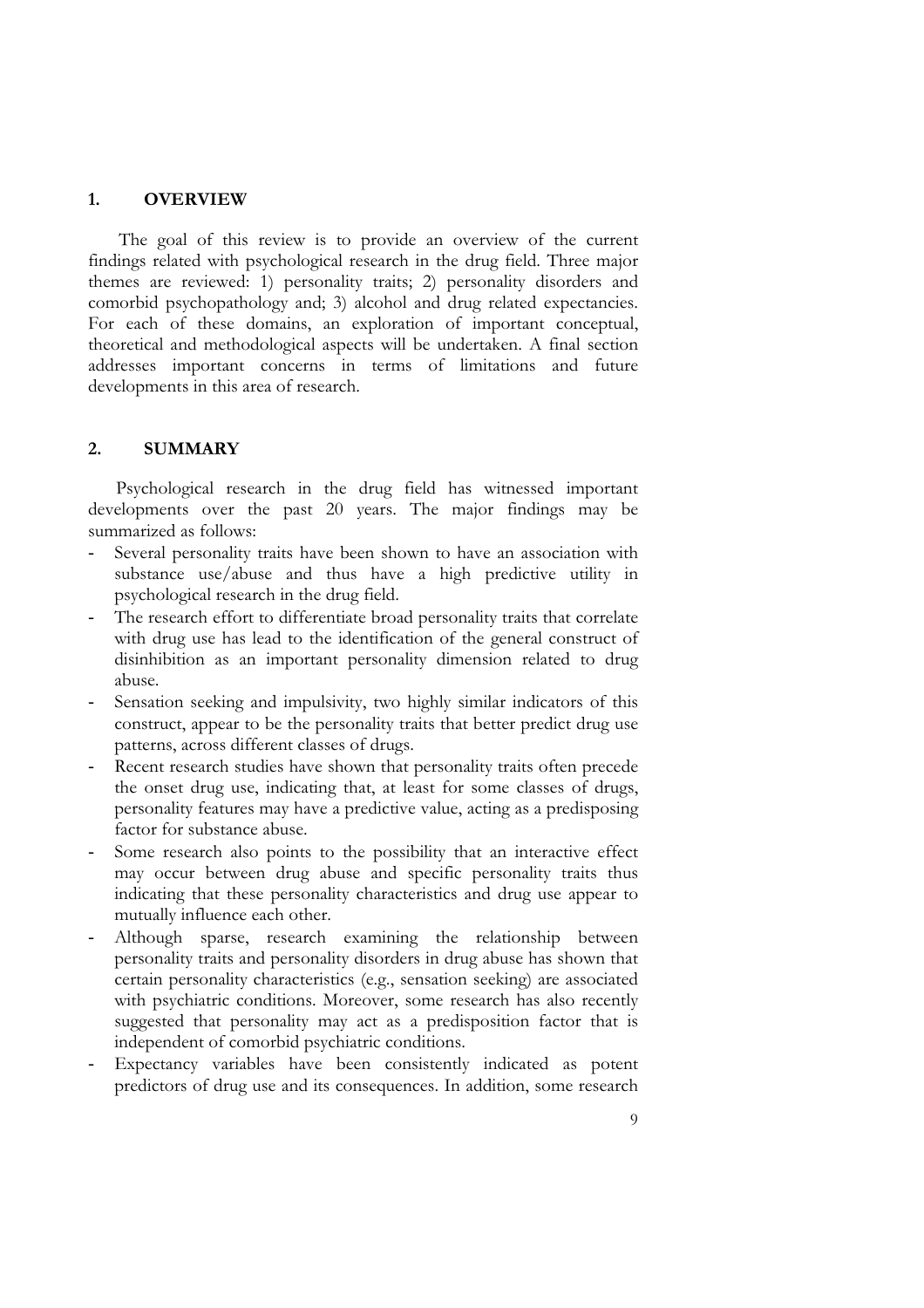## 1. OVERVIEW

The goal of this review is to provide an overview of the current findings related with psychological research in the drug field. Three major themes are reviewed: 1) personality traits; 2) personality disorders and comorbid psychopathology and; 3) alcohol and drug related expectancies. For each of these domains, an exploration of important conceptual, theoretical and methodological aspects will be undertaken. A final section addresses important concerns in terms of limitations and future developments in this area of research.

## 2. SUMMARY

Psychological research in the drug field has witnessed important developments over the past 20 years. The major findings may be summarized as follows:

- Several personality traits have been shown to have an association with substance use/abuse and thus have a high predictive utility in psychological research in the drug field.
- The research effort to differentiate broad personality traits that correlate with drug use has lead to the identification of the general construct of disinhibition as an important personality dimension related to drug abuse.
- Sensation seeking and impulsivity, two highly similar indicators of this construct, appear to be the personality traits that better predict drug use patterns, across different classes of drugs.
- Recent research studies have shown that personality traits often precede the onset drug use, indicating that, at least for some classes of drugs, personality features may have a predictive value, acting as a predisposing factor for substance abuse.
- Some research also points to the possibility that an interactive effect may occur between drug abuse and specific personality traits thus indicating that these personality characteristics and drug use appear to mutually influence each other.
- Although sparse, research examining the relationship between personality traits and personality disorders in drug abuse has shown that certain personality characteristics (e.g., sensation seeking) are associated with psychiatric conditions. Moreover, some research has also recently suggested that personality may act as a predisposition factor that is independent of comorbid psychiatric conditions.
- Expectancy variables have been consistently indicated as potent predictors of drug use and its consequences. In addition, some research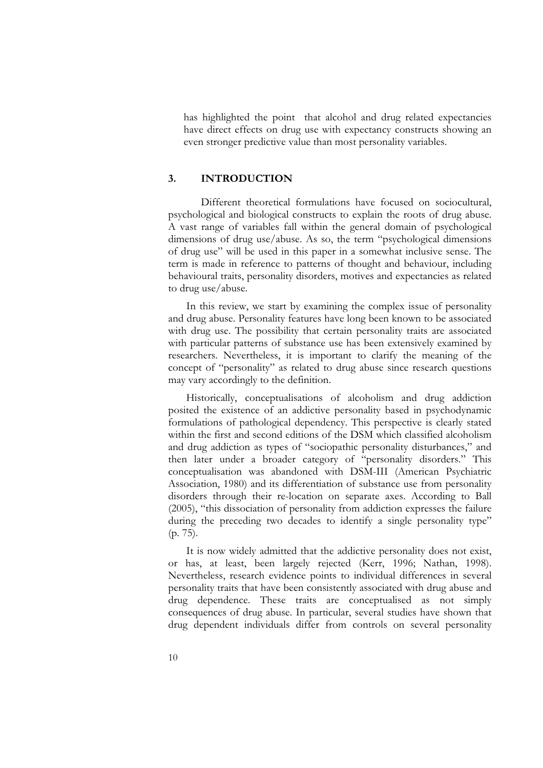has highlighted the point that alcohol and drug related expectancies have direct effects on drug use with expectancy constructs showing an even stronger predictive value than most personality variables.

## 3. INTRODUCTION

Different theoretical formulations have focused on sociocultural, psychological and biological constructs to explain the roots of drug abuse. A vast range of variables fall within the general domain of psychological dimensions of drug use/abuse. As so, the term "psychological dimensions of drug use" will be used in this paper in a somewhat inclusive sense. The term is made in reference to patterns of thought and behaviour, including behavioural traits, personality disorders, motives and expectancies as related to drug use/abuse.

In this review, we start by examining the complex issue of personality and drug abuse. Personality features have long been known to be associated with drug use. The possibility that certain personality traits are associated with particular patterns of substance use has been extensively examined by researchers. Nevertheless, it is important to clarify the meaning of the concept of "personality" as related to drug abuse since research questions may vary accordingly to the definition.

Historically, conceptualisations of alcoholism and drug addiction posited the existence of an addictive personality based in psychodynamic formulations of pathological dependency. This perspective is clearly stated within the first and second editions of the DSM which classified alcoholism and drug addiction as types of "sociopathic personality disturbances," and then later under a broader category of "personality disorders." This conceptualisation was abandoned with DSM-III (American Psychiatric Association, 1980) and its differentiation of substance use from personality disorders through their re-location on separate axes. According to Ball (2005), "this dissociation of personality from addiction expresses the failure during the preceding two decades to identify a single personality type" (p. 75).

It is now widely admitted that the addictive personality does not exist, or has, at least, been largely rejected (Kerr, 1996; Nathan, 1998). Nevertheless, research evidence points to individual differences in several personality traits that have been consistently associated with drug abuse and drug dependence. These traits are conceptualised as not simply consequences of drug abuse. In particular, several studies have shown that drug dependent individuals differ from controls on several personality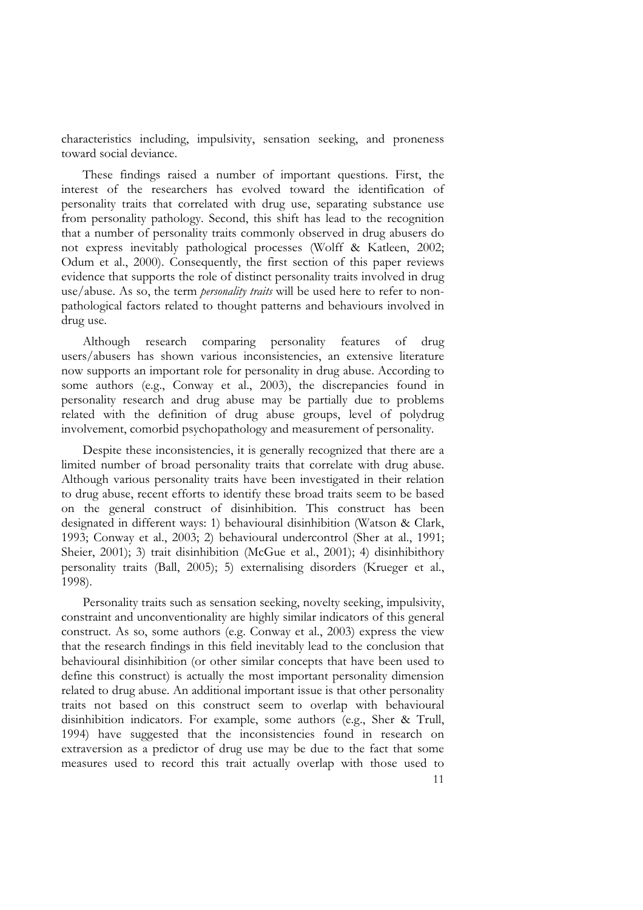characteristics including, impulsivity, sensation seeking, and proneness toward social deviance.

These findings raised a number of important questions. First, the interest of the researchers has evolved toward the identification of personality traits that correlated with drug use, separating substance use from personality pathology. Second, this shift has lead to the recognition that a number of personality traits commonly observed in drug abusers do not express inevitably pathological processes (Wolff & Katleen, 2002; Odum et al., 2000). Consequently, the first section of this paper reviews evidence that supports the role of distinct personality traits involved in drug use/abuse. As so, the term *personality traits* will be used here to refer to non-pathological factors related to thought patterns and behaviours involved in drug use.

Although research comparing personality features of drug users/abusers has shown various inconsistencies, an extensive literature now supports an important role for personality in drug abuse. According to some authors (e.g., Conway et al., 2003), the discrepancies found in personality research and drug abuse may be partially due to problems related with the definition of drug abuse groups, level of polydrug involvement, comorbid psychopathology and measurement of personality.

Despite these inconsistencies, it is generally recognized that there are a limited number of broad personality traits that correlate with drug abuse. Although various personality traits have been investigated in their relation to drug abuse, recent efforts to identify these broad traits seem to be based on the general construct of disinhibition. This construct has been designated in different ways: 1) behavioural disinhibition (Watson & Clark, 1993; Conway et al., 2003; 2) behavioural undercontrol (Sher at al., 1991; Sheier, 2001); 3) trait disinhibition (McGue et al., 2001); 4) disinhibithory personality traits (Ball, 2005); 5) externalising disorders (Krueger et al., 1998).

Personality traits such as sensation seeking, novelty seeking, impulsivity, constraint and unconventionality are highly similar indicators of this general construct. As so, some authors (e.g. Conway et al., 2003) express the view that the research findings in this field inevitably lead to the conclusion that behavioural disinhibition (or other similar concepts that have been used to define this construct) is actually the most important personality dimension related to drug abuse. An additional important issue is that other personality traits not based on this construct seem to overlap with behavioural disinhibition indicators. For example, some authors (e.g., Sher & Trull, 1994) have suggested that the inconsistencies found in research on extraversion as a predictor of drug use may be due to the fact that some measures used to record this trait actually overlap with those used to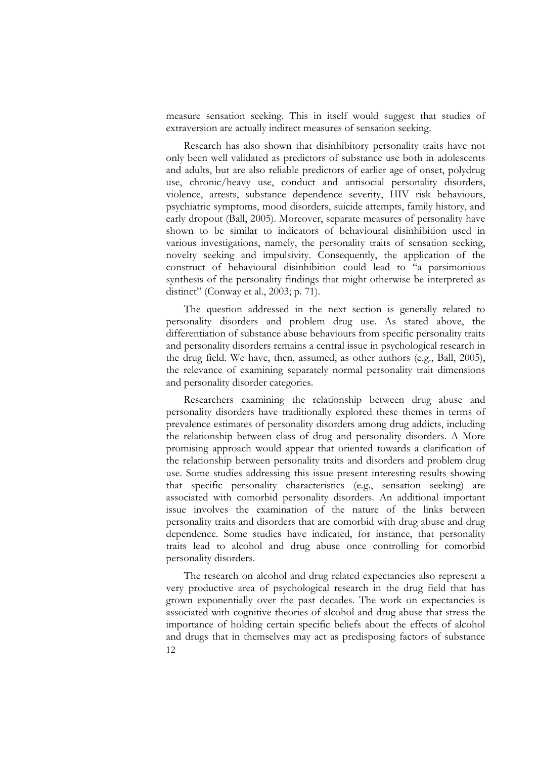measure sensation seeking. This in itself would suggest that studies of extraversion are actually indirect measures of sensation seeking.

Research has also shown that disinhibitory personality traits have not only been well validated as predictors of substance use both in adolescents and adults, but are also reliable predictors of earlier age of onset, polydrug use, chronic/heavy use, conduct and antisocial personality disorders, violence, arrests, substance dependence severity, HIV risk behaviours, psychiatric symptoms, mood disorders, suicide attempts, family history, and early dropout (Ball, 2005). Moreover, separate measures of personality have shown to be similar to indicators of behavioural disinhibition used in various investigations, namely, the personality traits of sensation seeking, novelty seeking and impulsivity. Consequently, the application of the construct of behavioural disinhibition could lead to "a parsimonious synthesis of the personality findings that might otherwise be interpreted as distinct" (Conway et al., 2003; p. 71).

The question addressed in the next section is generally related to personality disorders and problem drug use. As stated above, the differentiation of substance abuse behaviours from specific personality traits and personality disorders remains a central issue in psychological research in the drug field. We have, then, assumed, as other authors (e.g., Ball, 2005), the relevance of examining separately normal personality trait dimensions and personality disorder categories.

Researchers examining the relationship between drug abuse and personality disorders have traditionally explored these themes in terms of prevalence estimates of personality disorders among drug addicts, including the relationship between class of drug and personality disorders. A More promising approach would appear that oriented towards a clarification of the relationship between personality traits and disorders and problem drug use. Some studies addressing this issue present interesting results showing that specific personality characteristics (e.g., sensation seeking) are associated with comorbid personality disorders. An additional important issue involves the examination of the nature of the links between personality traits and disorders that are comorbid with drug abuse and drug dependence. Some studies have indicated, for instance, that personality traits lead to alcohol and drug abuse once controlling for comorbid personality disorders.

The research on alcohol and drug related expectancies also represent a very productive area of psychological research in the drug field that has grown exponentially over the past decades. The work on expectancies is associated with cognitive theories of alcohol and drug abuse that stress the importance of holding certain specific beliefs about the effects of alcohol and drugs that in themselves may act as predisposing factors of substance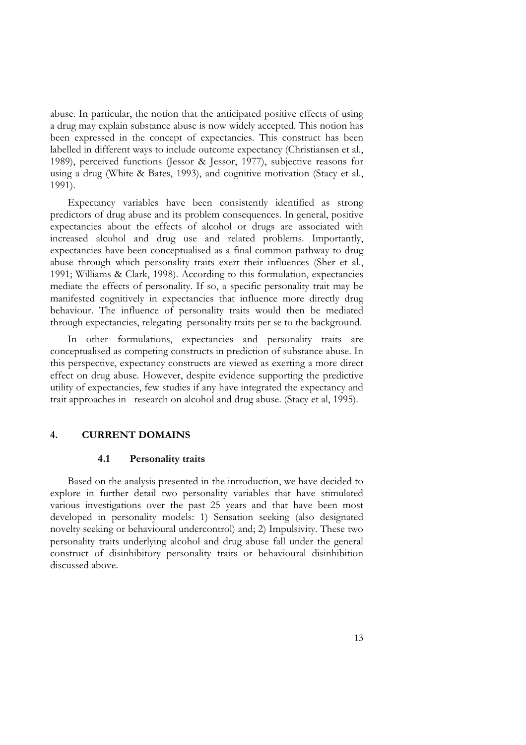abuse. In particular, the notion that the anticipated positive effects of using a drug may explain substance abuse is now widely accepted. This notion has been expressed in the concept of expectancies. This construct has been labelled in different ways to include outcome expectancy (Christiansen et al., 1989), perceived functions (Jessor & Jessor, 1977), subjective reasons for using a drug (White & Bates, 1993), and cognitive motivation (Stacy et al., 1991).

Expectancy variables have been consistently identified as strong predictors of drug abuse and its problem consequences. In general, positive expectancies about the effects of alcohol or drugs are associated with increased alcohol and drug use and related problems. Importantly, expectancies have been conceptualised as a final common pathway to drug abuse through which personality traits exert their influences (Sher et al., 1991; Williams & Clark, 1998). According to this formulation, expectancies mediate the effects of personality. If so, a specific personality trait may be manifested cognitively in expectancies that influence more directly drug behaviour. The influence of personality traits would then be mediated through expectancies, relegating personality traits per se to the background.

In other formulations, expectancies and personality traits are conceptualised as competing constructs in prediction of substance abuse. In this perspective, expectancy constructs are viewed as exerting a more direct effect on drug abuse. However, despite evidence supporting the predictive utility of expectancies, few studies if any have integrated the expectancy and trait approaches in research on alcohol and drug abuse. (Stacy et al, 1995).

## 4. CURRENT DOMAINS

### 4.1 Personality traits

Based on the analysis presented in the introduction, we have decided to explore in further detail two personality variables that have stimulated various investigations over the past 25 years and that have been most developed in personality models: 1) Sensation seeking (also designated novelty seeking or behavioural undercontrol) and; 2) Impulsivity. These two personality traits underlying alcohol and drug abuse fall under the general construct of disinhibitory personality traits or behavioural disinhibition discussed above.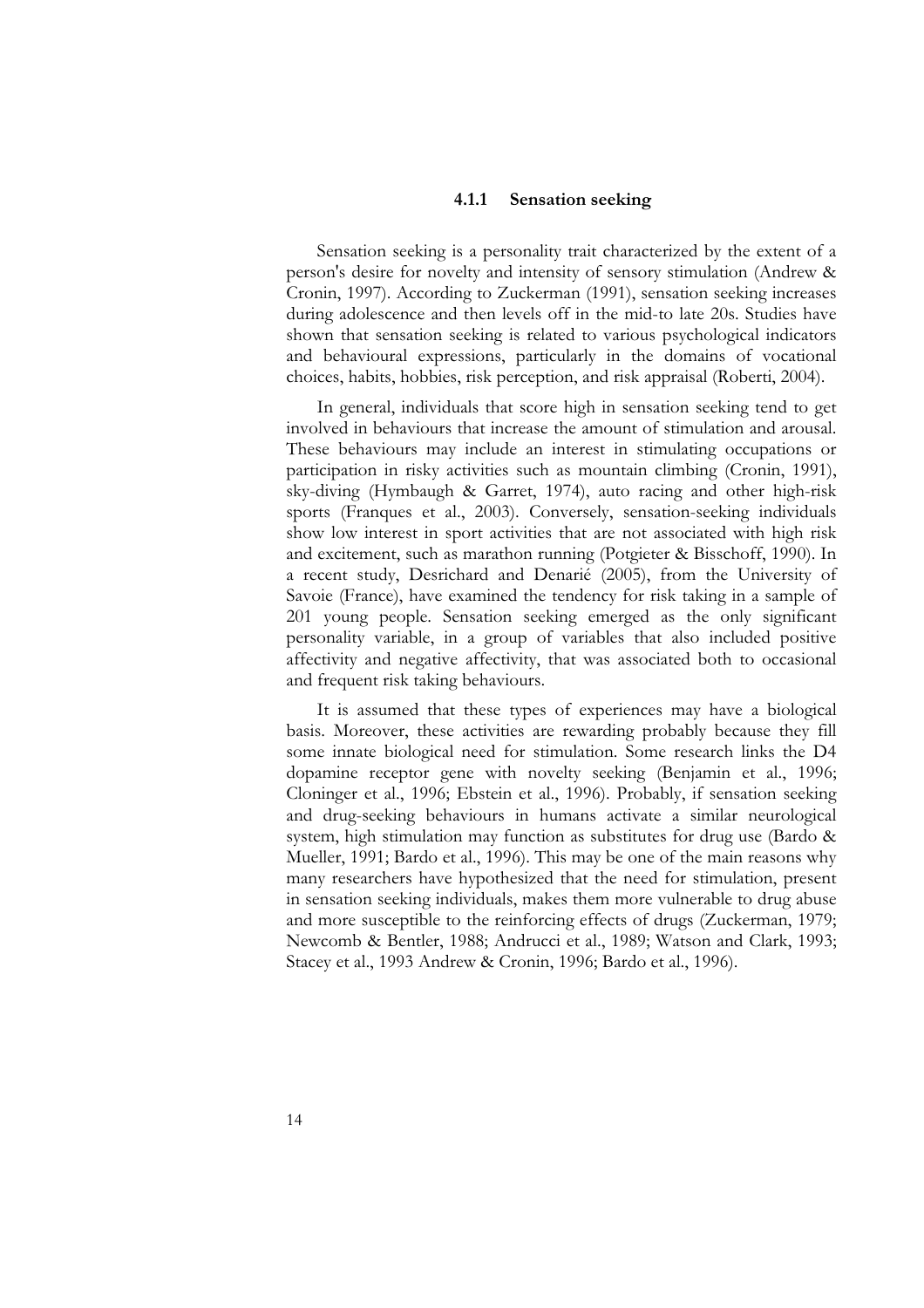### 4.1.1 Sensation seeking

Sensation seeking is a personality trait characterized by the extent of a person's desire for novelty and intensity of sensory stimulation (Andrew & Cronin, 1997). According to Zuckerman (1991), sensation seeking increases during adolescence and then levels off in the mid-to late 20s. Studies have shown that sensation seeking is related to various psychological indicators and behavioural expressions, particularly in the domains of vocational choices, habits, hobbies, risk perception, and risk appraisal (Roberti, 2004).

In general, individuals that score high in sensation seeking tend to get involved in behaviours that increase the amount of stimulation and arousal. These behaviours may include an interest in stimulating occupations or participation in risky activities such as mountain climbing (Cronin, 1991), sky-diving (Hymbaugh & Garret, 1974), auto racing and other high-risk sports (Franques et al., 2003). Conversely, sensation-seeking individuals show low interest in sport activities that are not associated with high risk and excitement, such as marathon running (Potgieter & Bisschoff, 1990). In a recent study, Desrichard and Denarié (2005), from the University of Savoie (France), have examined the tendency for risk taking in a sample of 201 young people. Sensation seeking emerged as the only significant personality variable, in a group of variables that also included positive affectivity and negative affectivity, that was associated both to occasional and frequent risk taking behaviours.

It is assumed that these types of experiences may have a biological basis. Moreover, these activities are rewarding probably because they fill some innate biological need for stimulation. Some research links the D4 dopamine receptor gene with novelty seeking (Benjamin et al., 1996; Cloninger et al., 1996; Ebstein et al., 1996). Probably, if sensation seeking and drug-seeking behaviours in humans activate a similar neurological system, high stimulation may function as substitutes for drug use (Bardo & Mueller, 1991; Bardo et al., 1996). This may be one of the main reasons why many researchers have hypothesized that the need for stimulation, present in sensation seeking individuals, makes them more vulnerable to drug abuse and more susceptible to the reinforcing effects of drugs (Zuckerman, 1979; Newcomb & Bentler, 1988; Andrucci et al., 1989; Watson and Clark, 1993; Stacey et al., 1993 Andrew & Cronin, 1996; Bardo et al., 1996).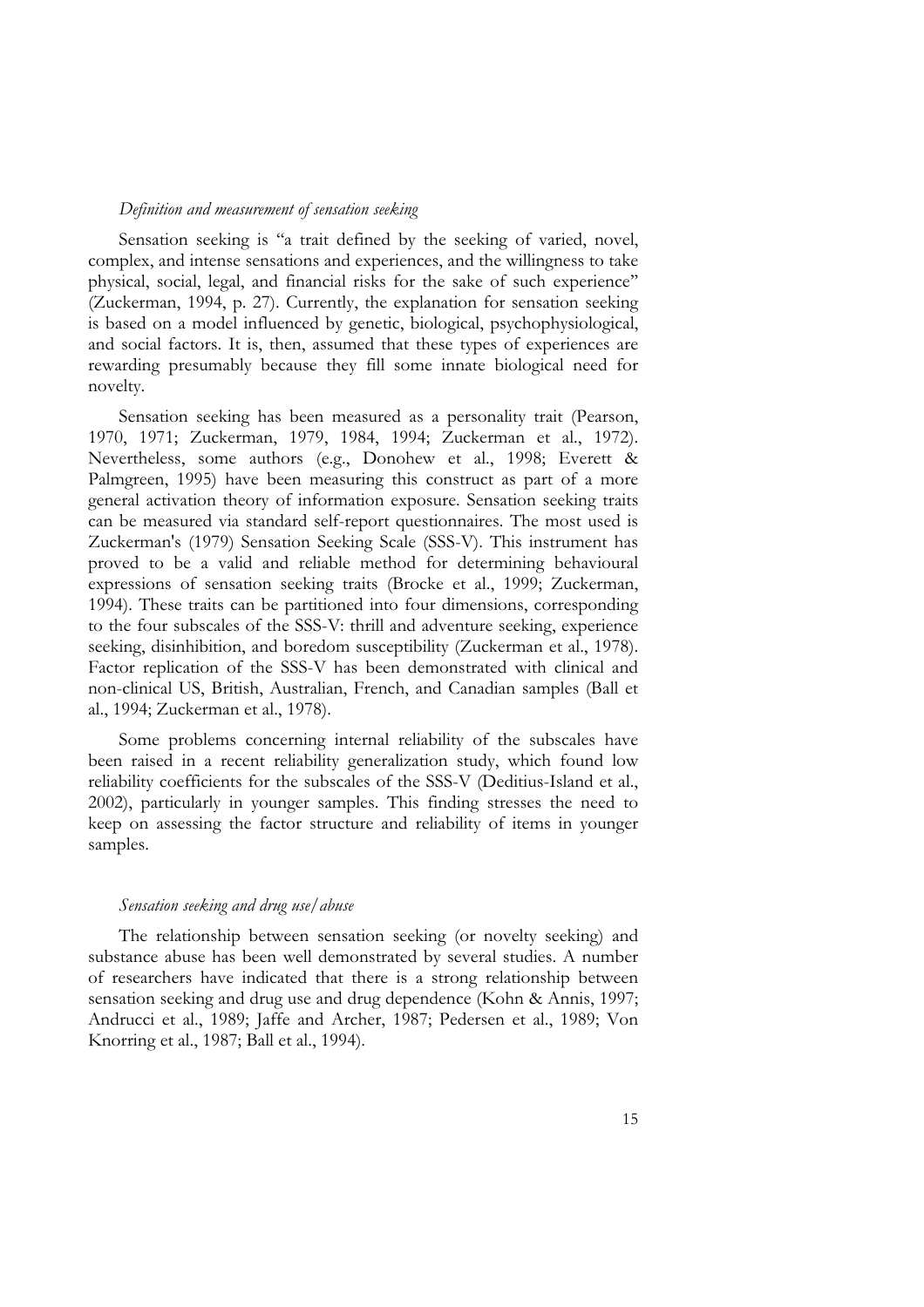*Definition and measurement of sensation seeking*

Sensation seeking is "a trait defined by the seeking of varied, novel, complex, and intense sensations and experiences, and the willingness to take physical, social, legal, and financial risks for the sake of such experience" (Zuckerman, 1994, p. 27). Currently, the explanation for sensation seeking is based on a model influenced by genetic, biological, psychophysiological, and social factors. It is, then, assumed that these types of experiences are rewarding presumably because they fill some innate biological need for novelty.

Sensation seeking has been measured as a personality trait (Pearson, 1970, 1971; Zuckerman, 1979, 1984, 1994; Zuckerman et al., 1972). Nevertheless, some authors (e.g., Donohew et al., 1998; Everett & Palmgreen, 1995) have been measuring this construct as part of a more general activation theory of information exposure. Sensation seeking traits can be measured via standard self-report questionnaires. The most used is Zuckerman's (1979) Sensation Seeking Scale (SSS-V). This instrument has proved to be a valid and reliable method for determining behavioural expressions of sensation seeking traits (Brocke et al., 1999; Zuckerman, 1994). These traits can be partitioned into four dimensions, corresponding to the four subscales of the SSS-V: thrill and adventure seeking, experience seeking, disinhibition, and boredom susceptibility (Zuckerman et al., 1978). Factor replication of the SSS-V has been demonstrated with clinical and non-clinical US, British, Australian, French, and Canadian samples (Ball et al., 1994; Zuckerman et al., 1978).

Some problems concerning internal reliability of the subscales have been raised in a recent reliability generalization study, which found low reliability coefficients for the subscales of the SSS-V (Deditius-Island et al., 2002), particularly in younger samples. This finding stresses the need to keep on assessing the factor structure and reliability of items in younger samples.

*Sensation seeking and drug use/abuse*

The relationship between sensation seeking (or novelty seeking) and substance abuse has been well demonstrated by several studies. A number of researchers have indicated that there is a strong relationship between sensation seeking and drug use and drug dependence (Kohn & Annis, 1997; Andrucci et al., 1989; Jaffe and Archer, 1987; Pedersen et al., 1989; Von Knorring et al., 1987; Ball et al., 1994).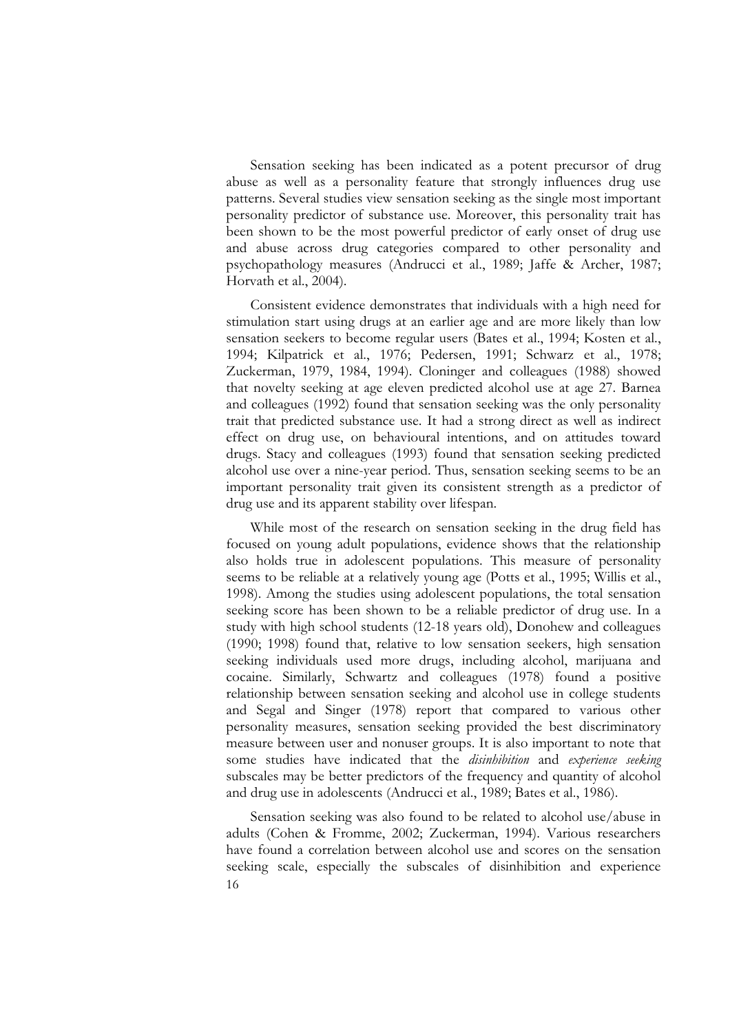Sensation seeking has been indicated as a potent precursor of drug abuse as well as a personality feature that strongly influences drug use patterns. Several studies view sensation seeking as the single most important personality predictor of substance use. Moreover, this personality trait has been shown to be the most powerful predictor of early onset of drug use and abuse across drug categories compared to other personality and psychopathology measures (Andrucci et al., 1989; Jaffe & Archer, 1987; Horvath et al., 2004).

Consistent evidence demonstrates that individuals with a high need for stimulation start using drugs at an earlier age and are more likely than low sensation seekers to become regular users (Bates et al., 1994; Kosten et al., 1994; Kilpatrick et al., 1976; Pedersen, 1991; Schwarz et al., 1978; Zuckerman, 1979, 1984, 1994). Cloninger and colleagues (1988) showed that novelty seeking at age eleven predicted alcohol use at age 27. Barnea and colleagues (1992) found that sensation seeking was the only personality trait that predicted substance use. It had a strong direct as well as indirect effect on drug use, on behavioural intentions, and on attitudes toward drugs. Stacy and colleagues (1993) found that sensation seeking predicted alcohol use over a nine-year period. Thus, sensation seeking seems to be an important personality trait given its consistent strength as a predictor of drug use and its apparent stability over lifespan.

While most of the research on sensation seeking in the drug field has focused on young adult populations, evidence shows that the relationship also holds true in adolescent populations. This measure of personality seems to be reliable at a relatively young age (Potts et al., 1995; Willis et al., 1998). Among the studies using adolescent populations, the total sensation seeking score has been shown to be a reliable predictor of drug use. In a study with high school students (12-18 years old), Donohew and colleagues (1990; 1998) found that, relative to low sensation seekers, high sensation seeking individuals used more drugs, including alcohol, marijuana and cocaine. Similarly, Schwartz and colleagues (1978) found a positive relationship between sensation seeking and alcohol use in college students and Segal and Singer (1978) report that compared to various other personality measures, sensation seeking provided the best discriminatory measure between user and nonuser groups. It is also important to note that some studies have indicated that the *disinhibition* and *experience seeking* subscales may be better predictors of the frequency and quantity of alcohol and drug use in adolescents (Andrucci et al., 1989; Bates et al., 1986).

Sensation seeking was also found to be related to alcohol use/abuse in adults (Cohen & Fromme, 2002; Zuckerman, 1994). Various researchers have found a correlation between alcohol use and scores on the sensation seeking scale, especially the subscales of disinhibition and experience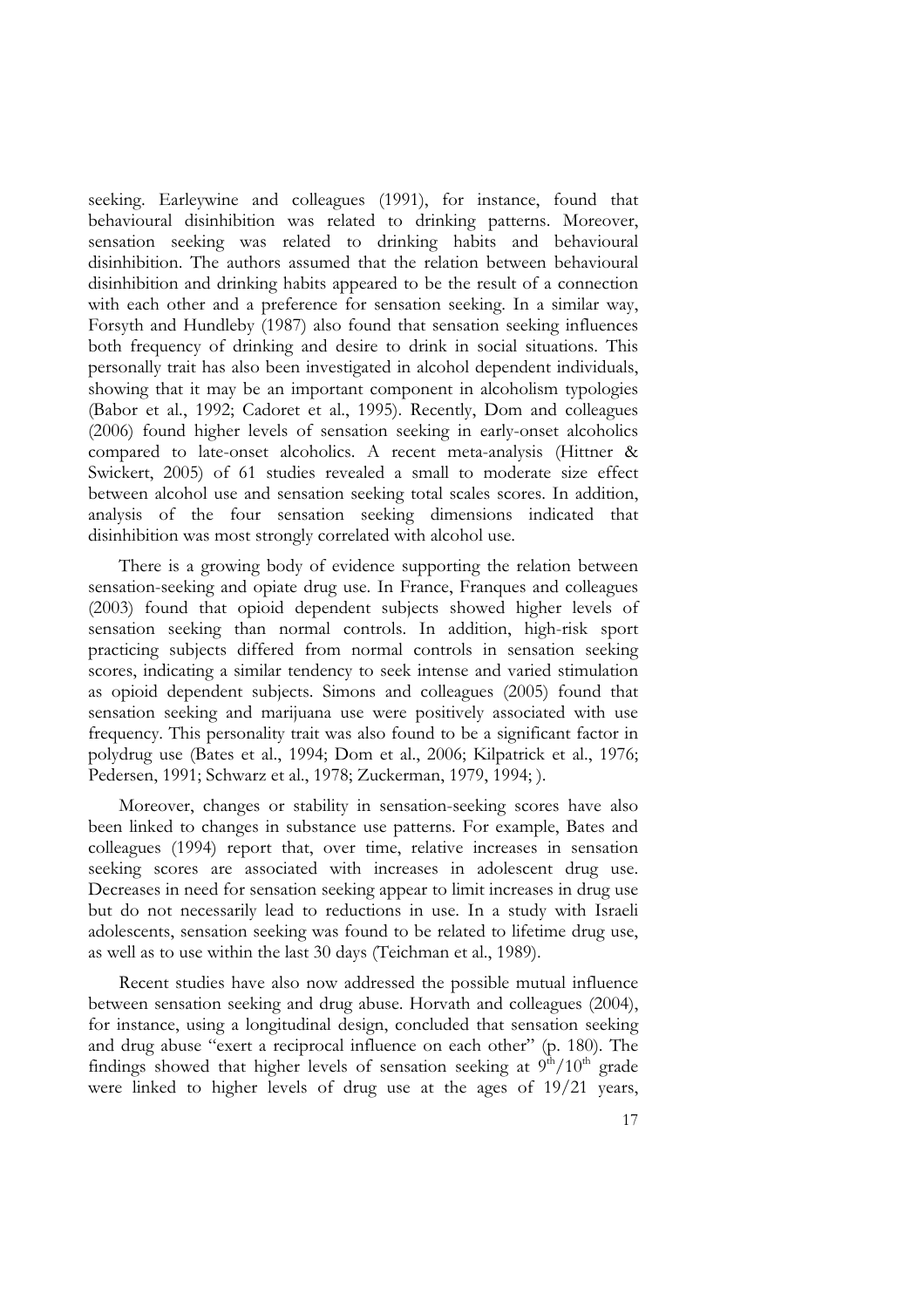seeking. Earleywine and colleagues (1991), for instance, found that behavioural disinhibition was related to drinking patterns. Moreover, sensation seeking was related to drinking habits and behavioural disinhibition. The authors assumed that the relation between behavioural disinhibition and drinking habits appeared to be the result of a connection with each other and a preference for sensation seeking. In a similar way, Forsyth and Hundleby (1987) also found that sensation seeking influences both frequency of drinking and desire to drink in social situations. This personally trait has also been investigated in alcohol dependent individuals, showing that it may be an important component in alcoholism typologies (Babor et al., 1992; Cadoret et al., 1995). Recently, Dom and colleagues (2006) found higher levels of sensation seeking in early-onset alcoholics compared to late-onset alcoholics. A recent meta-analysis (Hittner & Swickert, 2005) of 61 studies revealed a small to moderate size effect between alcohol use and sensation seeking total scales scores. In addition, analysis of the four sensation seeking dimensions indicated that disinhibition was most strongly correlated with alcohol use.

There is a growing body of evidence supporting the relation between sensation-seeking and opiate drug use. In France, Franques and colleagues (2003) found that opioid dependent subjects showed higher levels of sensation seeking than normal controls. In addition, high-risk sport practicing subjects differed from normal controls in sensation seeking scores, indicating a similar tendency to seek intense and varied stimulation as opioid dependent subjects. Simons and colleagues (2005) found that sensation seeking and marijuana use were positively associated with use frequency. This personality trait was also found to be a significant factor in polydrug use (Bates et al., 1994; Dom et al., 2006; Kilpatrick et al., 1976; Pedersen, 1991; Schwarz et al., 1978; Zuckerman, 1979, 1994; ).

Moreover, changes or stability in sensation-seeking scores have also been linked to changes in substance use patterns. For example, Bates and colleagues (1994) report that, over time, relative increases in sensation seeking scores are associated with increases in adolescent drug use. Decreases in need for sensation seeking appear to limit increases in drug use but do not necessarily lead to reductions in use. In a study with Israeli adolescents, sensation seeking was found to be related to lifetime drug use, as well as to use within the last 30 days (Teichman et al., 1989).

Recent studies have also now addressed the possible mutual influence between sensation seeking and drug abuse. Horvath and colleagues (2004), for instance, using a longitudinal design, concluded that sensation seeking and drug abuse "exert a reciprocal influence on each other" (p. 180). The findings showed that higher levels of sensation seeking at 9th/10th grade were linked to higher levels of drug use at the ages of 19/21 years,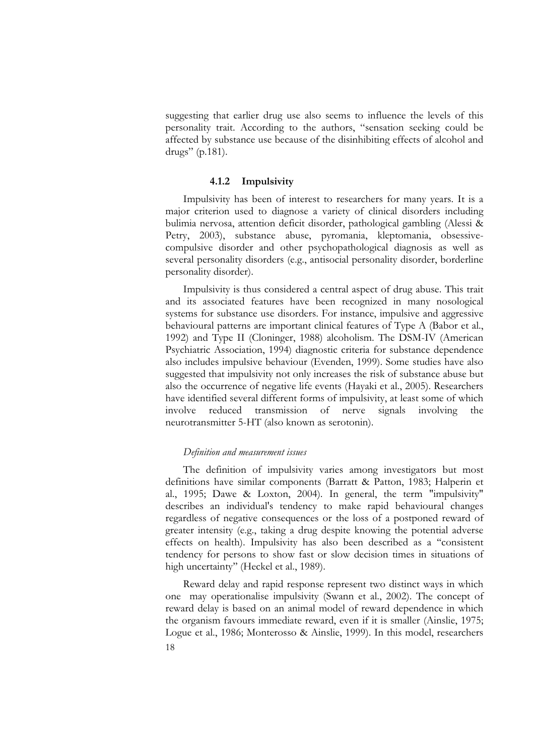suggesting that earlier drug use also seems to influence the levels of this personality trait. According to the authors, "sensation seeking could be affected by substance use because of the disinhibiting effects of alcohol and drugs" (p.181).

### 4.1.2 Impulsivity

Impulsivity has been of interest to researchers for many years. It is a major criterion used to diagnose a variety of clinical disorders including bulimia nervosa, attention deficit disorder, pathological gambling (Alessi & Petry, 2003), substance abuse, pyromania, kleptomania, obsessive-compulsive disorder and other psychopathological diagnosis as well as several personality disorders (e.g., antisocial personality disorder, borderline personality disorder).

Impulsivity is thus considered a central aspect of drug abuse. This trait and its associated features have been recognized in many nosological systems for substance use disorders. For instance, impulsive and aggressive behavioural patterns are important clinical features of Type A (Babor et al., 1992) and Type II (Cloninger, 1988) alcoholism. The DSM-IV (American Psychiatric Association, 1994) diagnostic criteria for substance dependence also includes impulsive behaviour (Evenden, 1999). Some studies have also suggested that impulsivity not only increases the risk of substance abuse but also the occurrence of negative life events (Hayaki et al., 2005). Researchers have identified several different forms of impulsivity, at least some of which involve reduced transmission of nerve signals involving the neurotransmitter 5-HT (also known as serotonin).

*Definition and measurement issues*

The definition of impulsivity varies among investigators but most definitions have similar components (Barratt & Patton, 1983; Halperin et al., 1995; Dawe & Loxton, 2004). In general, the term "impulsivity" describes an individual's tendency to make rapid behavioural changes regardless of negative consequences or the loss of a postponed reward of greater intensity (e.g., taking a drug despite knowing the potential adverse effects on health). Impulsivity has also been described as a "consistent tendency for persons to show fast or slow decision times in situations of high uncertainty" (Heckel et al., 1989).

Reward delay and rapid response represent two distinct ways in which one may operationalise impulsivity (Swann et al., 2002). The concept of reward delay is based on an animal model of reward dependence in which the organism favours immediate reward, even if it is smaller (Ainslie, 1975; Logue et al., 1986; Monterosso & Ainslie, 1999). In this model, researchers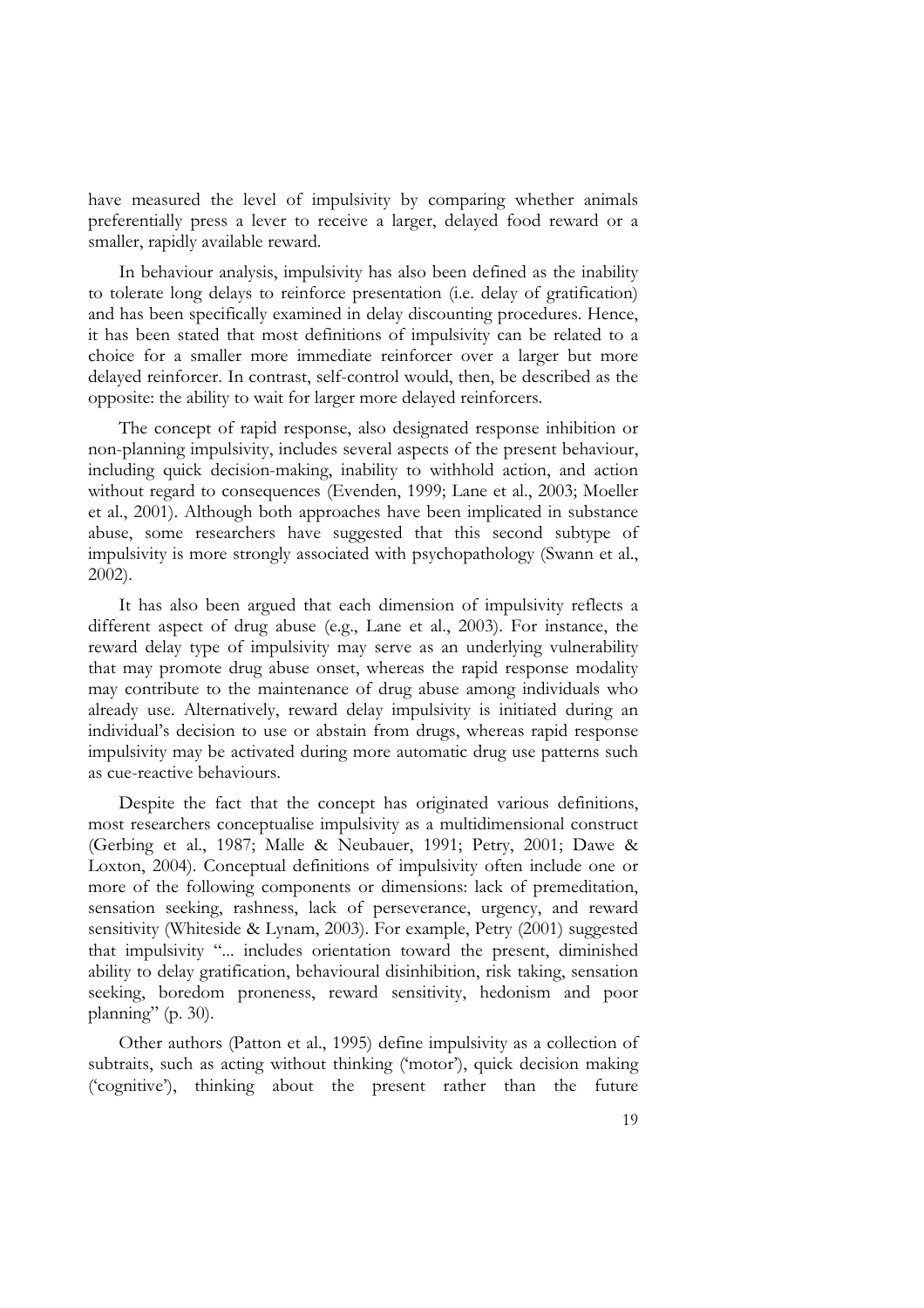have measured the level of impulsivity by comparing whether animals preferentially press a lever to receive a larger, delayed food reward or a smaller, rapidly available reward.

In behaviour analysis, impulsivity has also been defined as the inability to tolerate long delays to reinforce presentation (i.e. delay of gratification) and has been specifically examined in delay discounting procedures. Hence, it has been stated that most definitions of impulsivity can be related to a choice for a smaller more immediate reinforcer over a larger but more delayed reinforcer. In contrast, self-control would, then, be described as the opposite: the ability to wait for larger more delayed reinforcers.

The concept of rapid response, also designated response inhibition or non-planning impulsivity, includes several aspects of the present behaviour, including quick decision-making, inability to withhold action, and action without regard to consequences (Evenden, 1999; Lane et al., 2003; Moeller et al., 2001). Although both approaches have been implicated in substance abuse, some researchers have suggested that this second subtype of impulsivity is more strongly associated with psychopathology (Swann et al., 2002).

It has also been argued that each dimension of impulsivity reflects a different aspect of drug abuse (e.g., Lane et al., 2003). For instance, the reward delay type of impulsivity may serve as an underlying vulnerability that may promote drug abuse onset, whereas the rapid response modality may contribute to the maintenance of drug abuse among individuals who already use. Alternatively, reward delay impulsivity is initiated during an individual's decision to use or abstain from drugs, whereas rapid response impulsivity may be activated during more automatic drug use patterns such as cue-reactive behaviours.

Despite the fact that the concept has originated various definitions, most researchers conceptualise impulsivity as a multidimensional construct (Gerbing et al., 1987; Malle & Neubauer, 1991; Petry, 2001; Dawe & Loxton, 2004). Conceptual definitions of impulsivity often include one or more of the following components or dimensions: lack of premeditation, sensation seeking, rashness, lack of perseverance, urgency, and reward sensitivity (Whiteside & Lynam, 2003). For example, Petry (2001) suggested that impulsivity "... includes orientation toward the present, diminished ability to delay gratification, behavioural disinhibition, risk taking, sensation seeking, boredom proneness, reward sensitivity, hedonism and poor planning" (p. 30).

Other authors (Patton et al., 1995) define impulsivity as a collection of subtraits, such as acting without thinking ('motor'), quick decision making ('cognitive'), thinking about the present rather than the future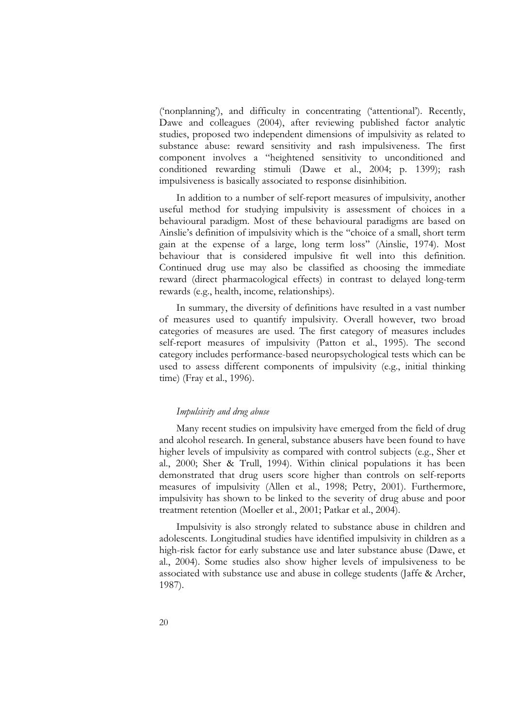('nonplanning'), and difficulty in concentrating ('attentional'). Recently, Dawe and colleagues (2004), after reviewing published factor analytic studies, proposed two independent dimensions of impulsivity as related to substance abuse: reward sensitivity and rash impulsiveness. The first component involves a "heightened sensitivity to unconditioned and conditioned rewarding stimuli (Dawe et al., 2004; p. 1399); rash impulsiveness is basically associated to response disinhibition.

In addition to a number of self-report measures of impulsivity, another useful method for studying impulsivity is assessment of choices in a behavioural paradigm. Most of these behavioural paradigms are based on Ainslie's definition of impulsivity which is the "choice of a small, short term gain at the expense of a large, long term loss" (Ainslie, 1974). Most behaviour that is considered impulsive fit well into this definition. Continued drug use may also be classified as choosing the immediate reward (direct pharmacological effects) in contrast to delayed long-term rewards (e.g., health, income, relationships).

In summary, the diversity of definitions have resulted in a vast number of measures used to quantify impulsivity. Overall however, two broad categories of measures are used. The first category of measures includes self-report measures of impulsivity (Patton et al., 1995). The second category includes performance-based neuropsychological tests which can be used to assess different components of impulsivity (e.g., initial thinking time) (Fray et al., 1996).

### *Impulsivity and drug abuse*

Many recent studies on impulsivity have emerged from the field of drug and alcohol research. In general, substance abusers have been found to have higher levels of impulsivity as compared with control subjects (e.g., Sher et al., 2000; Sher & Trull, 1994). Within clinical populations it has been demonstrated that drug users score higher than controls on self-reports measures of impulsivity (Allen et al., 1998; Petry, 2001). Furthermore, impulsivity has shown to be linked to the severity of drug abuse and poor treatment retention (Moeller et al., 2001; Patkar et al., 2004).

Impulsivity is also strongly related to substance abuse in children and adolescents. Longitudinal studies have identified impulsivity in children as a high-risk factor for early substance use and later substance abuse (Dawe, et al., 2004). Some studies also show higher levels of impulsiveness to be associated with substance use and abuse in college students (Jaffe & Archer, 1987).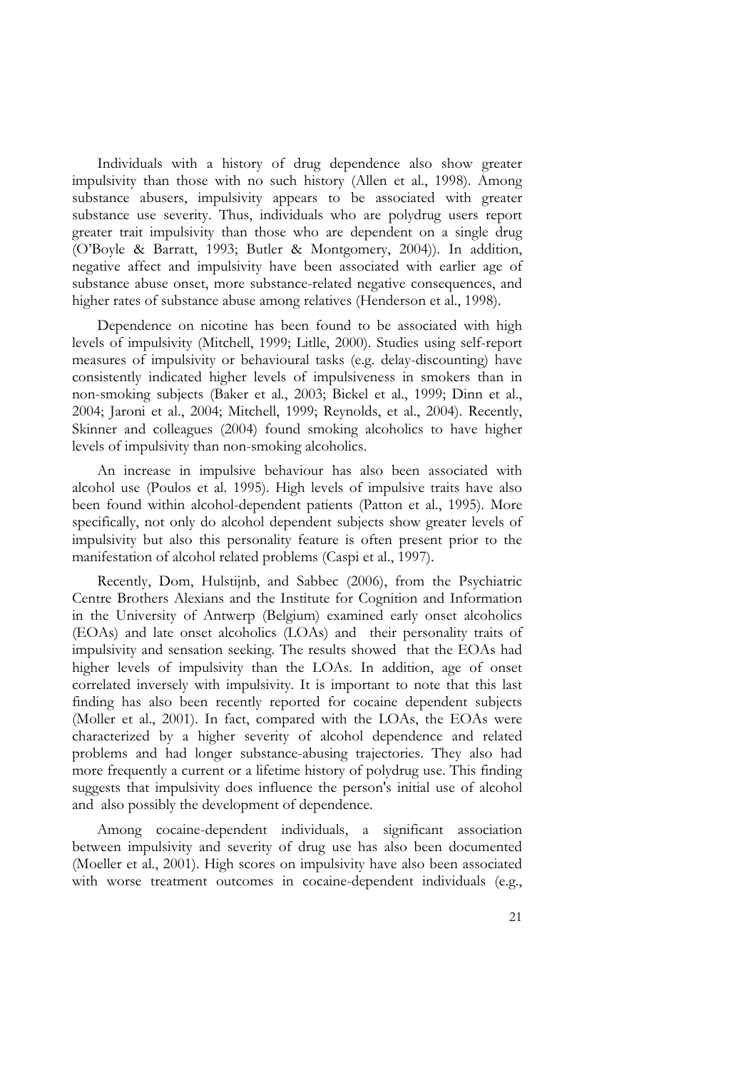Individuals with a history of drug dependence also show greater impulsivity than those with no such history (Allen et al., 1998). Among substance abusers, impulsivity appears to be associated with greater substance use severity. Thus, individuals who are polydrug users report greater trait impulsivity than those who are dependent on a single drug (O'Boyle & Barratt, 1993; Butler & Montgomery, 2004)). In addition, negative affect and impulsivity have been associated with earlier age of substance abuse onset, more substance-related negative consequences, and higher rates of substance abuse among relatives (Henderson et al., 1998).

Dependence on nicotine has been found to be associated with high levels of impulsivity (Mitchell, 1999; Litlle, 2000). Studies using self-report measures of impulsivity or behavioural tasks (e.g. delay-discounting) have consistently indicated higher levels of impulsiveness in smokers than in non-smoking subjects (Baker et al., 2003; Bickel et al., 1999; Dinn et al., 2004; Jaroni et al., 2004; Mitchell, 1999; Reynolds, et al., 2004). Recently, Skinner and colleagues (2004) found smoking alcoholics to have higher levels of impulsivity than non-smoking alcoholics.

An increase in impulsive behaviour has also been associated with alcohol use (Poulos et al. 1995). High levels of impulsive traits have also been found within alcohol-dependent patients (Patton et al., 1995). More specifically, not only do alcohol dependent subjects show greater levels of impulsivity but also this personality feature is often present prior to the manifestation of alcohol related problems (Caspi et al., 1997).

Recently, Dom, Hulstijnb, and Sabbec (2006), from the Psychiatric Centre Brothers Alexians and the Institute for Cognition and Information in the University of Antwerp (Belgium) examined early onset alcoholics (EOAs) and late onset alcoholics (LOAs) and their personality traits of impulsivity and sensation seeking. The results showed that the EOAs had higher levels of impulsivity than the LOAs. In addition, age of onset correlated inversely with impulsivity. It is important to note that this last finding has also been recently reported for cocaine dependent subjects (Moller et al., 2001). In fact, compared with the LOAs, the EOAs were characterized by a higher severity of alcohol dependence and related problems and had longer substance-abusing trajectories. They also had more frequently a current or a lifetime history of polydrug use. This finding suggests that impulsivity does influence the person's initial use of alcohol and also possibly the development of dependence.

Among cocaine-dependent individuals, a significant association between impulsivity and severity of drug use has also been documented (Moeller et al., 2001). High scores on impulsivity have also been associated with worse treatment outcomes in cocaine-dependent individuals (e.g.,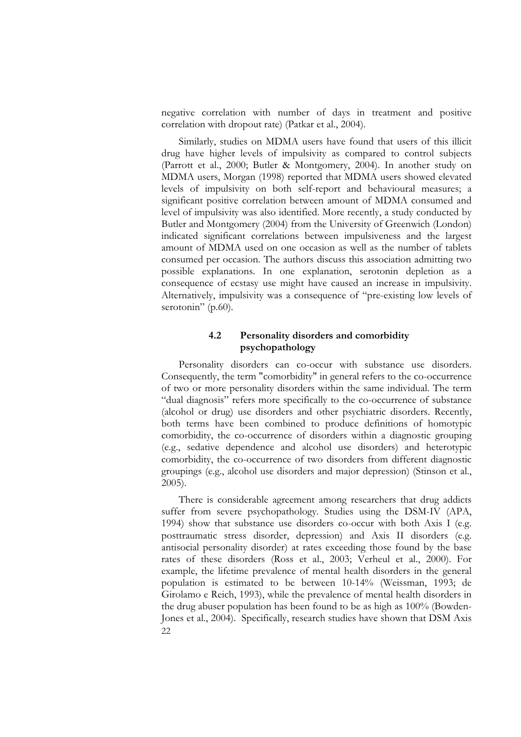negative correlation with number of days in treatment and positive correlation with dropout rate) (Patkar et al., 2004).

Similarly, studies on MDMA users have found that users of this illicit drug have higher levels of impulsivity as compared to control subjects (Parrott et al., 2000; Butler & Montgomery, 2004). In another study on MDMA users, Morgan (1998) reported that MDMA users showed elevated levels of impulsivity on both self-report and behavioural measures; a significant positive correlation between amount of MDMA consumed and level of impulsivity was also identified. More recently, a study conducted by Butler and Montgomery (2004) from the University of Greenwich (London) indicated significant correlations between impulsiveness and the largest amount of MDMA used on one occasion as well as the number of tablets consumed per occasion. The authors discuss this association admitting two possible explanations. In one explanation, serotonin depletion as a consequence of ecstasy use might have caused an increase in impulsivity. Alternatively, impulsivity was a consequence of "pre-existing low levels of serotonin" (p.60).

### 4.2 Personality disorders and comorbidity psychopathology

Personality disorders can co-occur with substance use disorders. Consequently, the term "comorbidity" in general refers to the co-occurrence of two or more personality disorders within the same individual. The term "dual diagnosis" refers more specifically to the co-occurrence of substance (alcohol or drug) use disorders and other psychiatric disorders. Recently, both terms have been combined to produce definitions of homotypic comorbidity, the co-occurrence of disorders within a diagnostic grouping (e.g., sedative dependence and alcohol use disorders) and heterotypic comorbidity, the co-occurrence of two disorders from different diagnostic groupings (e.g., alcohol use disorders and major depression) (Stinson et al., 2005).

There is considerable agreement among researchers that drug addicts suffer from severe psychopathology. Studies using the DSM-IV (APA, 1994) show that substance use disorders co-occur with both Axis I (e.g. posttraumatic stress disorder, depression) and Axis II disorders (e.g. antisocial personality disorder) at rates exceeding those found by the base rates of these disorders (Ross et al., 2003; Verheul et al., 2000). For example, the lifetime prevalence of mental health disorders in the general population is estimated to be between 10-14% (Weissman, 1993; de Girolamo e Reich, 1993), while the prevalence of mental health disorders in the drug abuser population has been found to be as high as 100% (Bowden-Jones et al., 2004). Specifically, research studies have shown that DSM Axis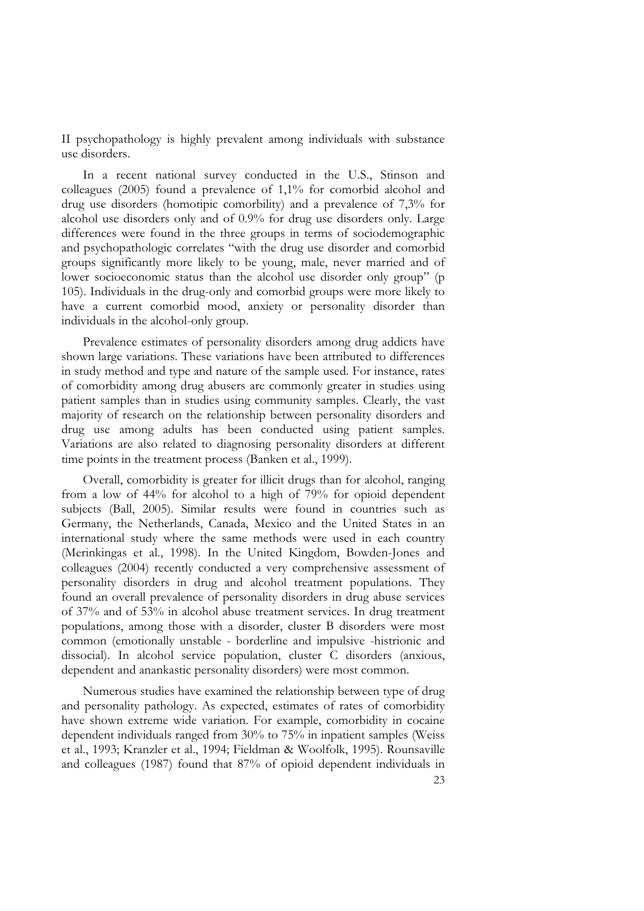II psychopathology is highly prevalent among individuals with substance use disorders.

In a recent national survey conducted in the U.S., Stinson and colleagues (2005) found a prevalence of 1,1% for comorbid alcohol and drug use disorders (homotipic comorbility) and a prevalence of 7,3% for alcohol use disorders only and of 0.9% for drug use disorders only. Large differences were found in the three groups in terms of sociodemographic and psychopathologic correlates "with the drug use disorder and comorbid groups significantly more likely to be young, male, never married and of lower socioeconomic status than the alcohol use disorder only group" (p 105). Individuals in the drug-only and comorbid groups were more likely to have a current comorbid mood, anxiety or personality disorder than individuals in the alcohol-only group.

Prevalence estimates of personality disorders among drug addicts have shown large variations. These variations have been attributed to differences in study method and type and nature of the sample used. For instance, rates of comorbidity among drug abusers are commonly greater in studies using patient samples than in studies using community samples. Clearly, the vast majority of research on the relationship between personality disorders and drug use among adults has been conducted using patient samples. Variations are also related to diagnosing personality disorders at different time points in the treatment process (Banken et al., 1999).

Overall, comorbidity is greater for illicit drugs than for alcohol, ranging from a low of 44% for alcohol to a high of 79% for opioid dependent subjects (Ball, 2005). Similar results were found in countries such as Germany, the Netherlands, Canada, Mexico and the United States in an international study where the same methods were used in each country (Merinkingas et al., 1998). In the United Kingdom, Bowden-Jones and colleagues (2004) recently conducted a very comprehensive assessment of personality disorders in drug and alcohol treatment populations. They found an overall prevalence of personality disorders in drug abuse services of 37% and of 53% in alcohol abuse treatment services. In drug treatment populations, among those with a disorder, cluster B disorders were most common (emotionally unstable - borderline and impulsive -histrionic and dissocial). In alcohol service population, cluster C disorders (anxious, dependent and anankastic personality disorders) were most common.

Numerous studies have examined the relationship between type of drug and personality pathology. As expected, estimates of rates of comorbidity have shown extreme wide variation. For example, comorbidity in cocaine dependent individuals ranged from 30% to 75% in inpatient samples (Weiss et al., 1993; Kranzler et al., 1994; Fieldman & Woolfolk, 1995). Rounsaville and colleagues (1987) found that 87% of opioid dependent individuals in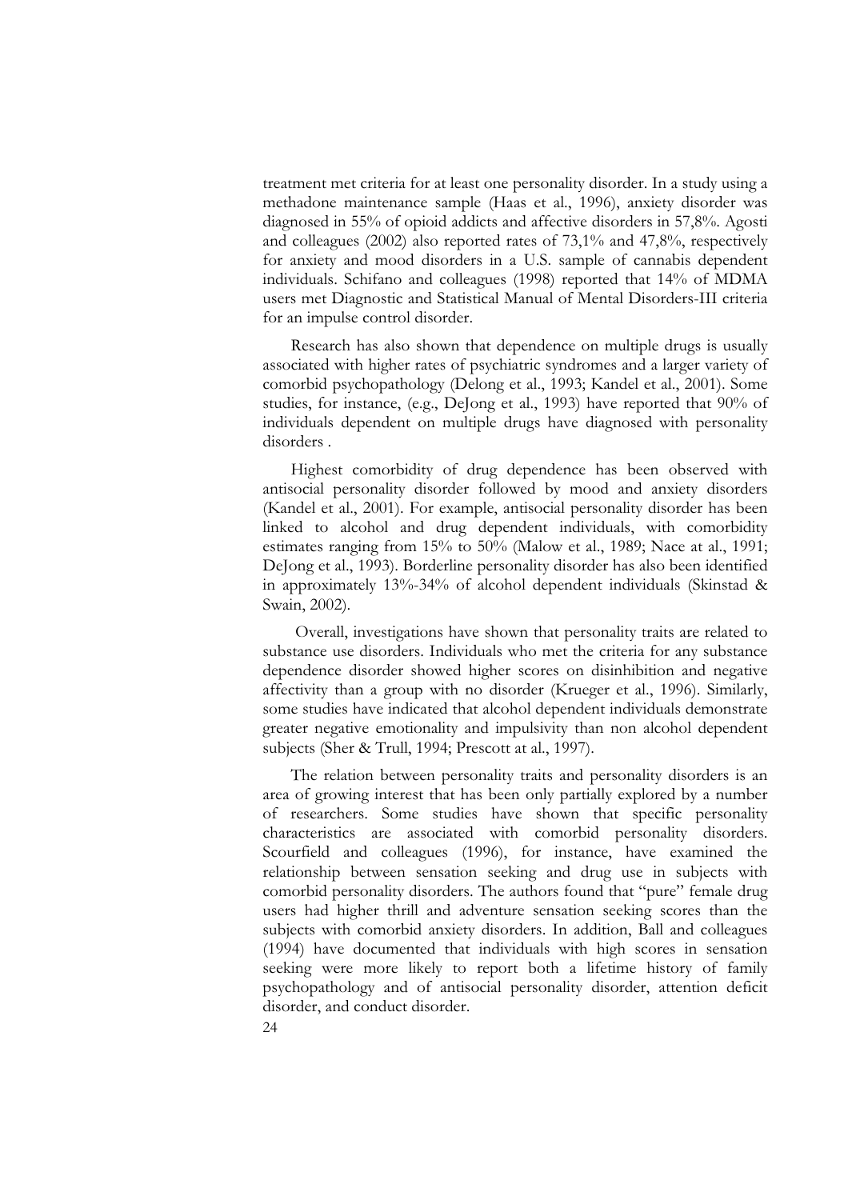treatment met criteria for at least one personality disorder. In a study using a methadone maintenance sample (Haas et al., 1996), anxiety disorder was diagnosed in 55% of opioid addicts and affective disorders in 57,8%. Agosti and colleagues (2002) also reported rates of 73,1% and 47,8%, respectively for anxiety and mood disorders in a U.S. sample of cannabis dependent individuals. Schifano and colleagues (1998) reported that 14% of MDMA users met Diagnostic and Statistical Manual of Mental Disorders-III criteria for an impulse control disorder.

Research has also shown that dependence on multiple drugs is usually associated with higher rates of psychiatric syndromes and a larger variety of comorbid psychopathology (Delong et al., 1993; Kandel et al., 2001). Some studies, for instance, (e.g., DeJong et al., 1993) have reported that 90% of individuals dependent on multiple drugs have diagnosed with personality disorders .

Highest comorbidity of drug dependence has been observed with antisocial personality disorder followed by mood and anxiety disorders (Kandel et al., 2001). For example, antisocial personality disorder has been linked to alcohol and drug dependent individuals, with comorbidity estimates ranging from 15% to 50% (Malow et al., 1989; Nace at al., 1991; DeJong et al., 1993). Borderline personality disorder has also been identified in approximately 13%-34% of alcohol dependent individuals (Skinstad & Swain, 2002).

Overall, investigations have shown that personality traits are related to substance use disorders. Individuals who met the criteria for any substance dependence disorder showed higher scores on disinhibition and negative affectivity than a group with no disorder (Krueger et al., 1996). Similarly, some studies have indicated that alcohol dependent individuals demonstrate greater negative emotionality and impulsivity than non alcohol dependent subjects (Sher & Trull, 1994; Prescott at al., 1997).

The relation between personality traits and personality disorders is an area of growing interest that has been only partially explored by a number of researchers. Some studies have shown that specific personality characteristics are associated with comorbid personality disorders. Scourfield and colleagues (1996), for instance, have examined the relationship between sensation seeking and drug use in subjects with comorbid personality disorders. The authors found that "pure" female drug users had higher thrill and adventure sensation seeking scores than the subjects with comorbid anxiety disorders. In addition, Ball and colleagues (1994) have documented that individuals with high scores in sensation seeking were more likely to report both a lifetime history of family psychopathology and of antisocial personality disorder, attention deficit disorder, and conduct disorder.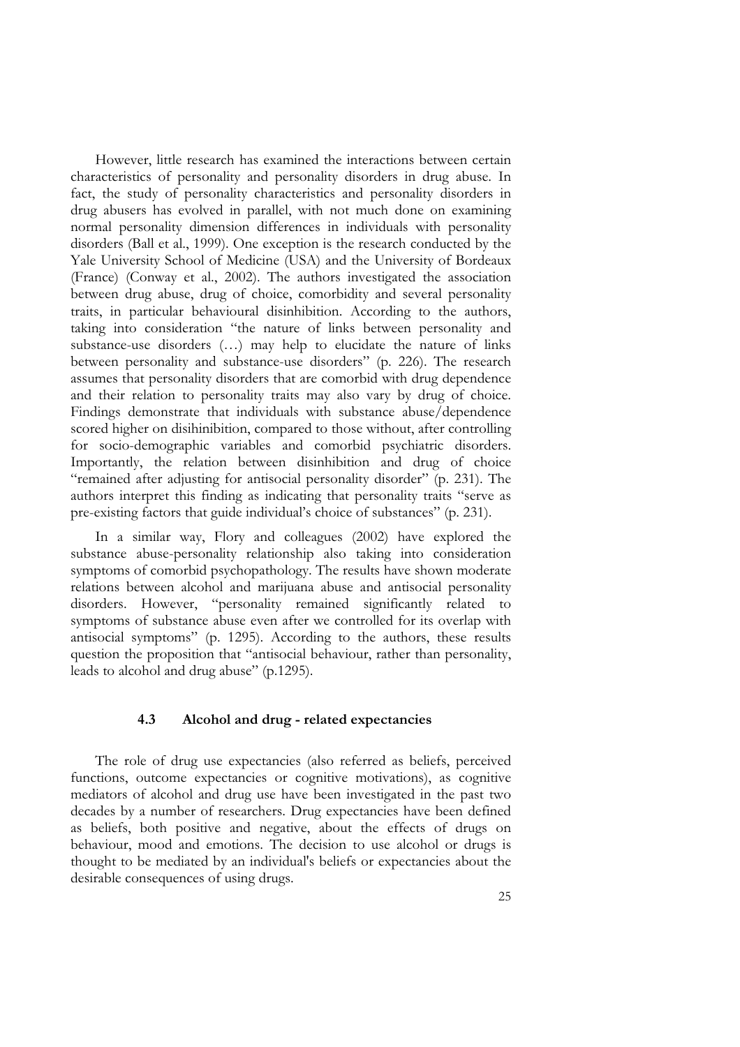However, little research has examined the interactions between certain characteristics of personality and personality disorders in drug abuse. In fact, the study of personality characteristics and personality disorders in drug abusers has evolved in parallel, with not much done on examining normal personality dimension differences in individuals with personality disorders (Ball et al., 1999). One exception is the research conducted by the Yale University School of Medicine (USA) and the University of Bordeaux (France) (Conway et al., 2002). The authors investigated the association between drug abuse, drug of choice, comorbidity and several personality traits, in particular behavioural disinhibition. According to the authors, taking into consideration "the nature of links between personality and substance-use disorders (…) may help to elucidate the nature of links between personality and substance-use disorders" (p. 226). The research assumes that personality disorders that are comorbid with drug dependence and their relation to personality traits may also vary by drug of choice. Findings demonstrate that individuals with substance abuse/dependence scored higher on disihinibition, compared to those without, after controlling for socio-demographic variables and comorbid psychiatric disorders. Importantly, the relation between disinhibition and drug of choice "remained after adjusting for antisocial personality disorder" (p. 231). The authors interpret this finding as indicating that personality traits "serve as pre-existing factors that guide individual's choice of substances" (p. 231).

In a similar way, Flory and colleagues (2002) have explored the substance abuse-personality relationship also taking into consideration symptoms of comorbid psychopathology. The results have shown moderate relations between alcohol and marijuana abuse and antisocial personality disorders. However, "personality remained significantly related to symptoms of substance abuse even after we controlled for its overlap with antisocial symptoms" (p. 1295). According to the authors, these results question the proposition that "antisocial behaviour, rather than personality, leads to alcohol and drug abuse" (p.1295).

### 4.3 Alcohol and drug - related expectancies

The role of drug use expectancies (also referred as beliefs, perceived functions, outcome expectancies or cognitive motivations), as cognitive mediators of alcohol and drug use have been investigated in the past two decades by a number of researchers. Drug expectancies have been defined as beliefs, both positive and negative, about the effects of drugs on behaviour, mood and emotions. The decision to use alcohol or drugs is thought to be mediated by an individual's beliefs or expectancies about the desirable consequences of using drugs.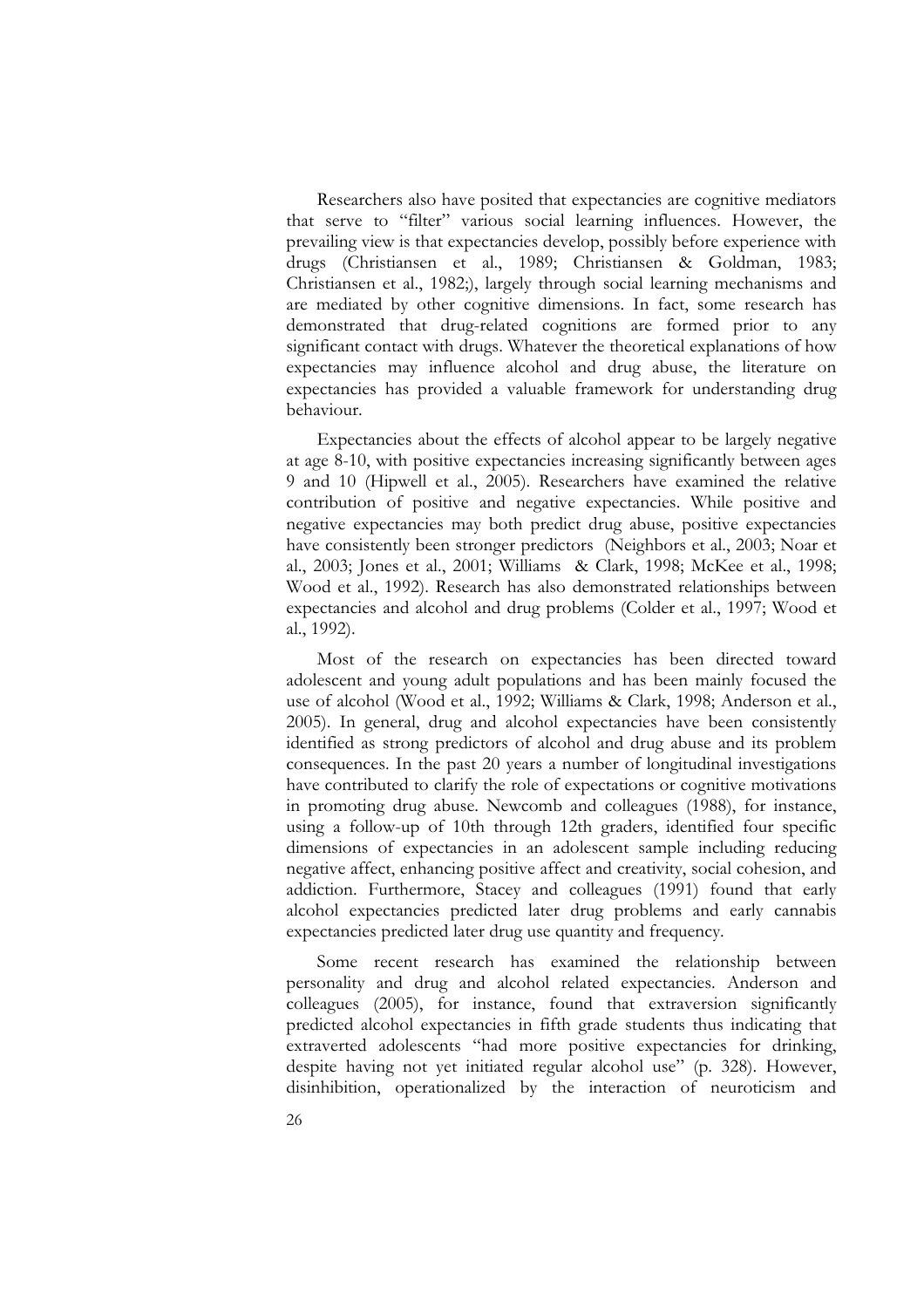Researchers also have posited that expectancies are cognitive mediators that serve to "filter" various social learning influences. However, the prevailing view is that expectancies develop, possibly before experience with drugs (Christiansen et al., 1989; Christiansen & Goldman, 1983; Christiansen et al., 1982;), largely through social learning mechanisms and are mediated by other cognitive dimensions. In fact, some research has demonstrated that drug-related cognitions are formed prior to any significant contact with drugs. Whatever the theoretical explanations of how expectancies may influence alcohol and drug abuse, the literature on expectancies has provided a valuable framework for understanding drug behaviour.

Expectancies about the effects of alcohol appear to be largely negative at age 8-10, with positive expectancies increasing significantly between ages 9 and 10 (Hipwell et al., 2005). Researchers have examined the relative contribution of positive and negative expectancies. While positive and negative expectancies may both predict drug abuse, positive expectancies have consistently been stronger predictors (Neighbors et al., 2003; Noar et al., 2003; Jones et al., 2001; Williams & Clark, 1998; McKee et al., 1998; Wood et al., 1992). Research has also demonstrated relationships between expectancies and alcohol and drug problems (Colder et al., 1997; Wood et al., 1992).

Most of the research on expectancies has been directed toward adolescent and young adult populations and has been mainly focused the use of alcohol (Wood et al., 1992; Williams & Clark, 1998; Anderson et al., 2005). In general, drug and alcohol expectancies have been consistently identified as strong predictors of alcohol and drug abuse and its problem consequences. In the past 20 years a number of longitudinal investigations have contributed to clarify the role of expectations or cognitive motivations in promoting drug abuse. Newcomb and colleagues (1988), for instance, using a follow-up of 10th through 12th graders, identified four specific dimensions of expectancies in an adolescent sample including reducing negative affect, enhancing positive affect and creativity, social cohesion, and addiction. Furthermore, Stacey and colleagues (1991) found that early alcohol expectancies predicted later drug problems and early cannabis expectancies predicted later drug use quantity and frequency.

Some recent research has examined the relationship between personality and drug and alcohol related expectancies. Anderson and colleagues (2005), for instance, found that extraversion significantly predicted alcohol expectancies in fifth grade students thus indicating that extraverted adolescents "had more positive expectancies for drinking, despite having not yet initiated regular alcohol use" (p. 328). However, disinhibition, operationalized by the interaction of neuroticism and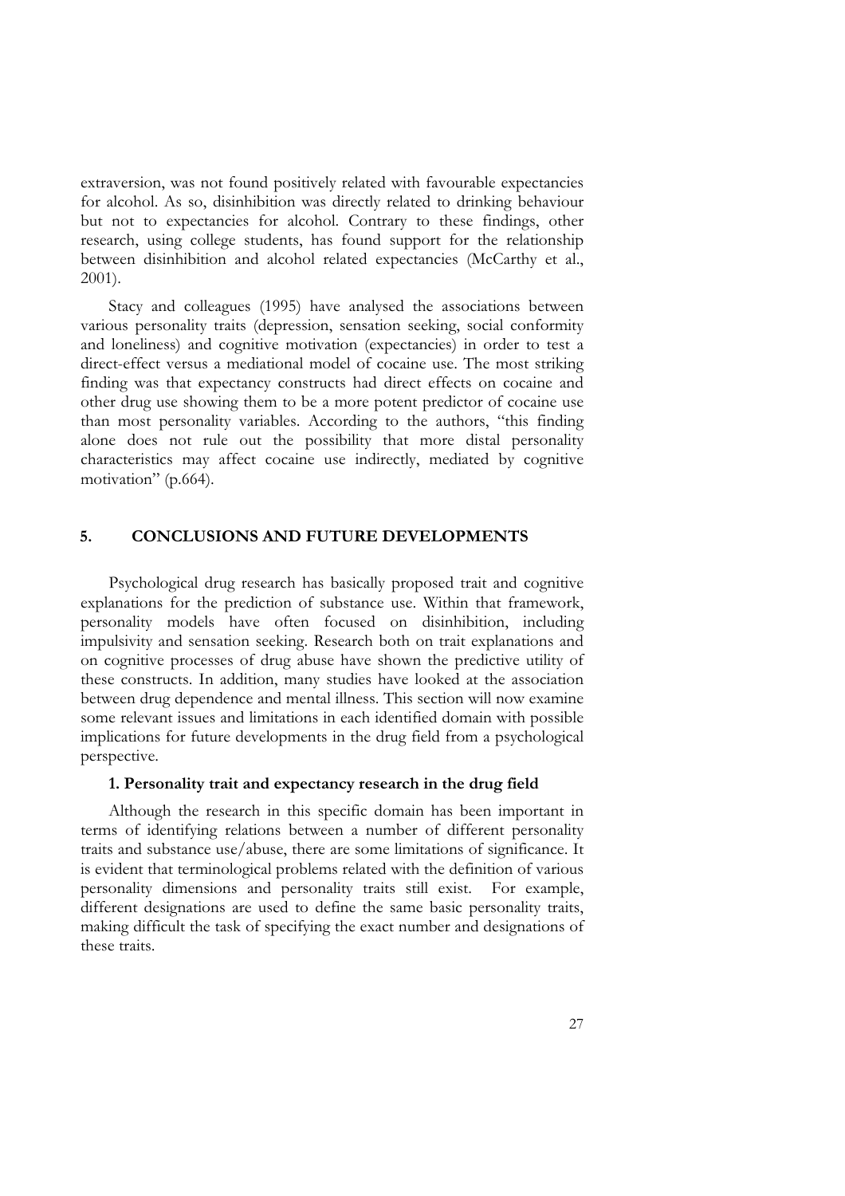extraversion, was not found positively related with favourable expectancies for alcohol. As so, disinhibition was directly related to drinking behaviour but not to expectancies for alcohol. Contrary to these findings, other research, using college students, has found support for the relationship between disinhibition and alcohol related expectancies (McCarthy et al., 2001).

Stacy and colleagues (1995) have analysed the associations between various personality traits (depression, sensation seeking, social conformity and loneliness) and cognitive motivation (expectancies) in order to test a direct-effect versus a mediational model of cocaine use. The most striking finding was that expectancy constructs had direct effects on cocaine and other drug use showing them to be a more potent predictor of cocaine use than most personality variables. According to the authors, "this finding alone does not rule out the possibility that more distal personality characteristics may affect cocaine use indirectly, mediated by cognitive motivation" (p.664).

## 5. CONCLUSIONS AND FUTURE DEVELOPMENTS

Psychological drug research has basically proposed trait and cognitive explanations for the prediction of substance use. Within that framework, personality models have often focused on disinhibition, including impulsivity and sensation seeking. Research both on trait explanations and on cognitive processes of drug abuse have shown the predictive utility of these constructs. In addition, many studies have looked at the association between drug dependence and mental illness. This section will now examine some relevant issues and limitations in each identified domain with possible implications for future developments in the drug field from a psychological perspective.

### 1. Personality trait and expectancy research in the drug field

Although the research in this specific domain has been important in terms of identifying relations between a number of different personality traits and substance use/abuse, there are some limitations of significance. It is evident that terminological problems related with the definition of various personality dimensions and personality traits still exist. For example, different designations are used to define the same basic personality traits, making difficult the task of specifying the exact number and designations of these traits.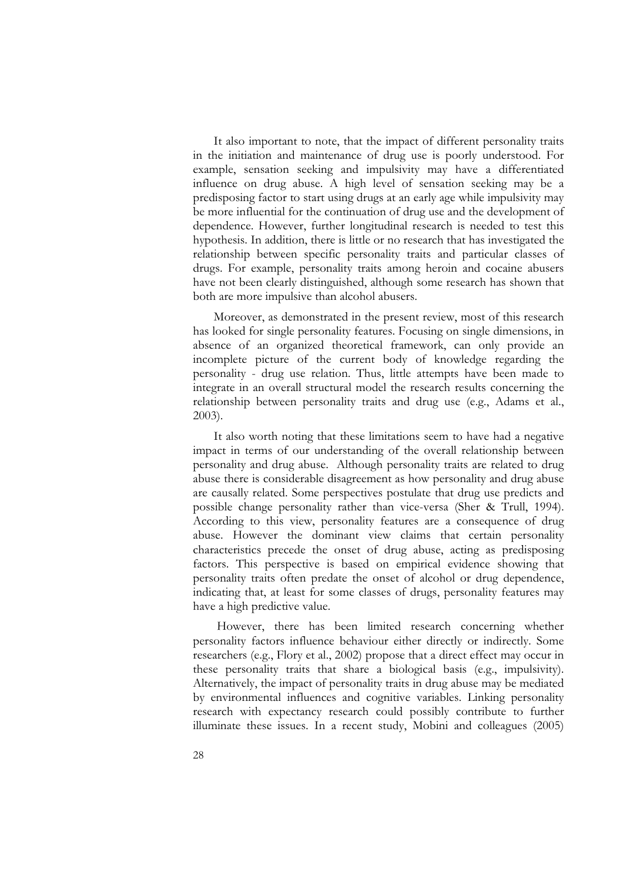It also important to note, that the impact of different personality traits in the initiation and maintenance of drug use is poorly understood. For example, sensation seeking and impulsivity may have a differentiated influence on drug abuse. A high level of sensation seeking may be a predisposing factor to start using drugs at an early age while impulsivity may be more influential for the continuation of drug use and the development of dependence. However, further longitudinal research is needed to test this hypothesis. In addition, there is little or no research that has investigated the relationship between specific personality traits and particular classes of drugs. For example, personality traits among heroin and cocaine abusers have not been clearly distinguished, although some research has shown that both are more impulsive than alcohol abusers.

Moreover, as demonstrated in the present review, most of this research has looked for single personality features. Focusing on single dimensions, in absence of an organized theoretical framework, can only provide an incomplete picture of the current body of knowledge regarding the personality - drug use relation. Thus, little attempts have been made to integrate in an overall structural model the research results concerning the relationship between personality traits and drug use (e.g., Adams et al., 2003).

It also worth noting that these limitations seem to have had a negative impact in terms of our understanding of the overall relationship between personality and drug abuse. Although personality traits are related to drug abuse there is considerable disagreement as how personality and drug abuse are causally related. Some perspectives postulate that drug use predicts and possible change personality rather than vice-versa (Sher & Trull, 1994). According to this view, personality features are a consequence of drug abuse. However the dominant view claims that certain personality characteristics precede the onset of drug abuse, acting as predisposing factors. This perspective is based on empirical evidence showing that personality traits often predate the onset of alcohol or drug dependence, indicating that, at least for some classes of drugs, personality features may have a high predictive value.

However, there has been limited research concerning whether personality factors influence behaviour either directly or indirectly. Some researchers (e.g., Flory et al., 2002) propose that a direct effect may occur in these personality traits that share a biological basis (e.g., impulsivity). Alternatively, the impact of personality traits in drug abuse may be mediated by environmental influences and cognitive variables. Linking personality research with expectancy research could possibly contribute to further illuminate these issues. In a recent study, Mobini and colleagues (2005)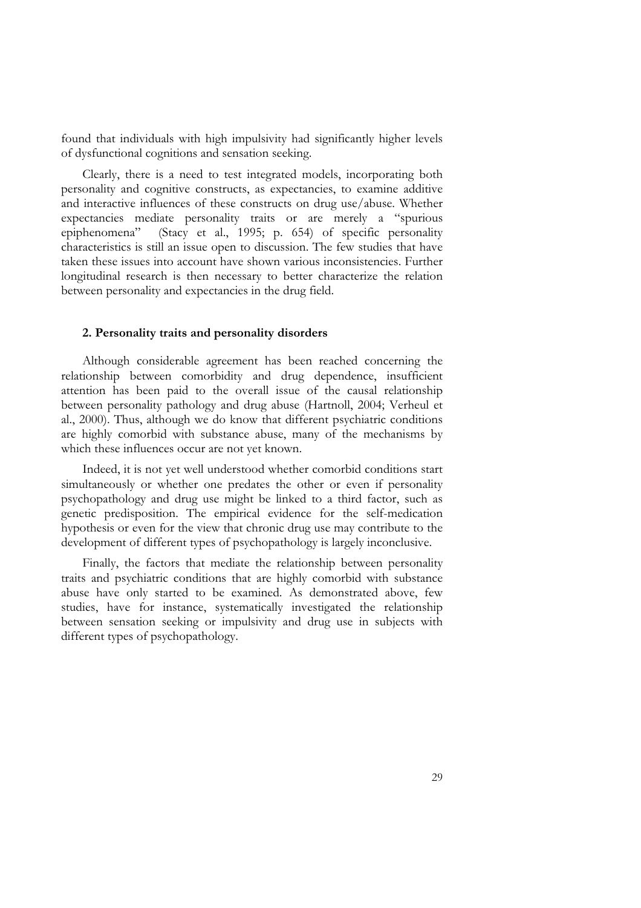found that individuals with high impulsivity had significantly higher levels of dysfunctional cognitions and sensation seeking.

Clearly, there is a need to test integrated models, incorporating both personality and cognitive constructs, as expectancies, to examine additive and interactive influences of these constructs on drug use/abuse. Whether expectancies mediate personality traits or are merely a "spurious epiphenomena" (Stacy et al., 1995; p. 654) of specific personality characteristics is still an issue open to discussion. The few studies that have taken these issues into account have shown various inconsistencies. Further longitudinal research is then necessary to better characterize the relation between personality and expectancies in the drug field.

## 2. Personality traits and personality disorders

Although considerable agreement has been reached concerning the relationship between comorbidity and drug dependence, insufficient attention has been paid to the overall issue of the causal relationship between personality pathology and drug abuse (Hartnoll, 2004; Verheul et al., 2000). Thus, although we do know that different psychiatric conditions are highly comorbid with substance abuse, many of the mechanisms by which these influences occur are not yet known.

Indeed, it is not yet well understood whether comorbid conditions start simultaneously or whether one predates the other or even if personality psychopathology and drug use might be linked to a third factor, such as genetic predisposition. The empirical evidence for the self-medication hypothesis or even for the view that chronic drug use may contribute to the development of different types of psychopathology is largely inconclusive.

Finally, the factors that mediate the relationship between personality traits and psychiatric conditions that are highly comorbid with substance abuse have only started to be examined. As demonstrated above, few studies, have for instance, systematically investigated the relationship between sensation seeking or impulsivity and drug use in subjects with different types of psychopathology.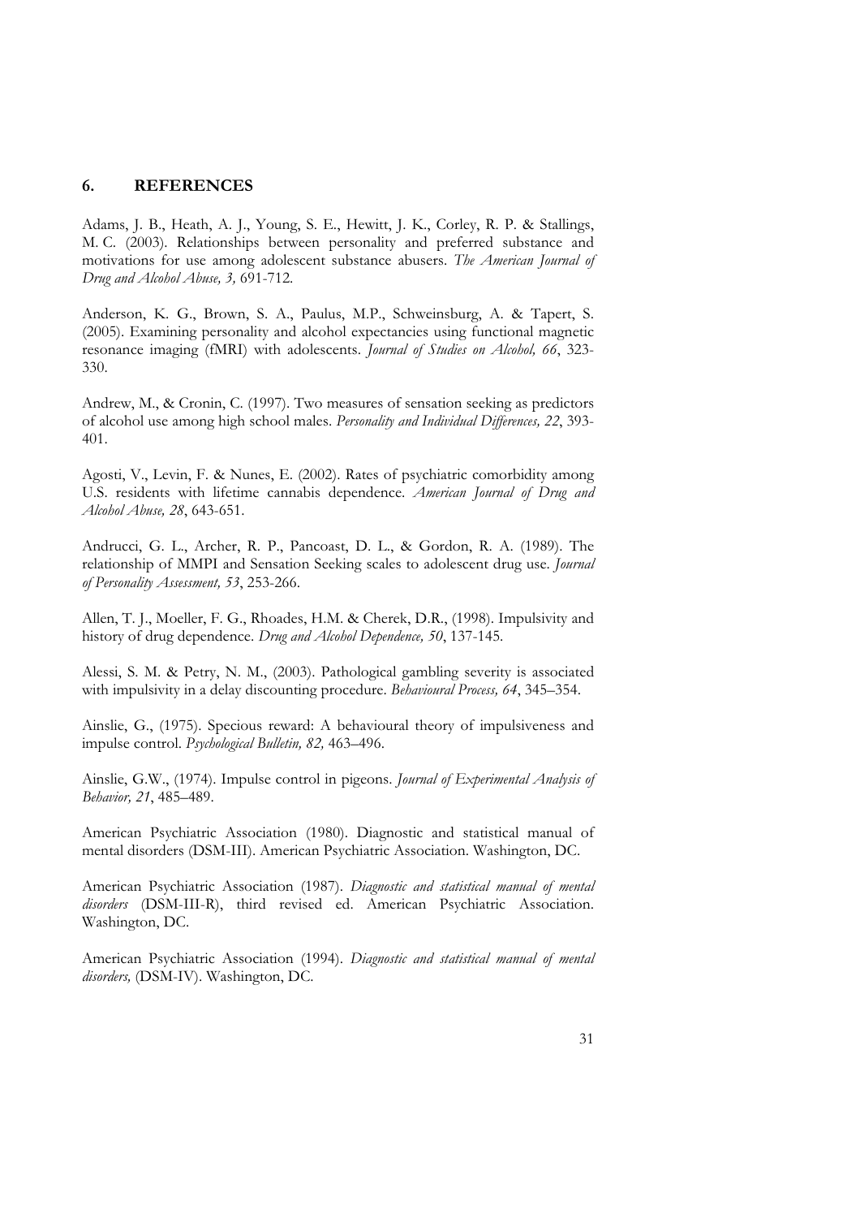## 6. REFERENCES

Adams, J. B., Heath, A. J., Young, S. E., Hewitt, J. K., Corley, R. P. & Stallings, M. C. (2003). Relationships between personality and preferred substance and motivations for use among adolescent substance abusers. *The American Journal of Drug and Alcohol Abuse, 3,* 691-712.

Anderson, K. G., Brown, S. A., Paulus, M.P., Schweinsburg, A. & Tapert, S. (2005). Examining personality and alcohol expectancies using functional magnetic resonance imaging (fMRI) with adolescents. *Journal of Studies on Alcohol, 66*, 323-330.

Andrew, M., & Cronin, C. (1997). Two measures of sensation seeking as predictors of alcohol use among high school males. *Personality and Individual Differences, 22*, 393-401.

Agosti, V., Levin, F. & Nunes, E. (2002). Rates of psychiatric comorbidity among U.S. residents with lifetime cannabis dependence. *American Journal of Drug and Alcohol Abuse, 28*, 643-651.

Andrucci, G. L., Archer, R. P., Pancoast, D. L., & Gordon, R. A. (1989). The relationship of MMPI and Sensation Seeking scales to adolescent drug use. *Journal of Personality Assessment, 53*, 253-266.

Allen, T. J., Moeller, F. G., Rhoades, H.M. & Cherek, D.R., (1998). Impulsivity and history of drug dependence. *Drug and Alcohol Dependence, 50*, 137-145.

Alessi, S. M. & Petry, N. M., (2003). Pathological gambling severity is associated with impulsivity in a delay discounting procedure. *Behavioural Process, 64*, 345–354.

Ainslie, G., (1975). Specious reward: A behavioural theory of impulsiveness and impulse control. *Psychological Bulletin, 82,* 463–496.

Ainslie, G.W., (1974). Impulse control in pigeons. *Journal of Experimental Analysis of Behavior, 21*, 485–489.

American Psychiatric Association (1980). Diagnostic and statistical manual of mental disorders (DSM-III). American Psychiatric Association. Washington, DC.

American Psychiatric Association (1987). *Diagnostic and statistical manual of mental disorders* (DSM-III-R), third revised ed. American Psychiatric Association. Washington, DC.

American Psychiatric Association (1994). *Diagnostic and statistical manual of mental disorders,* (DSM-IV). Washington, DC.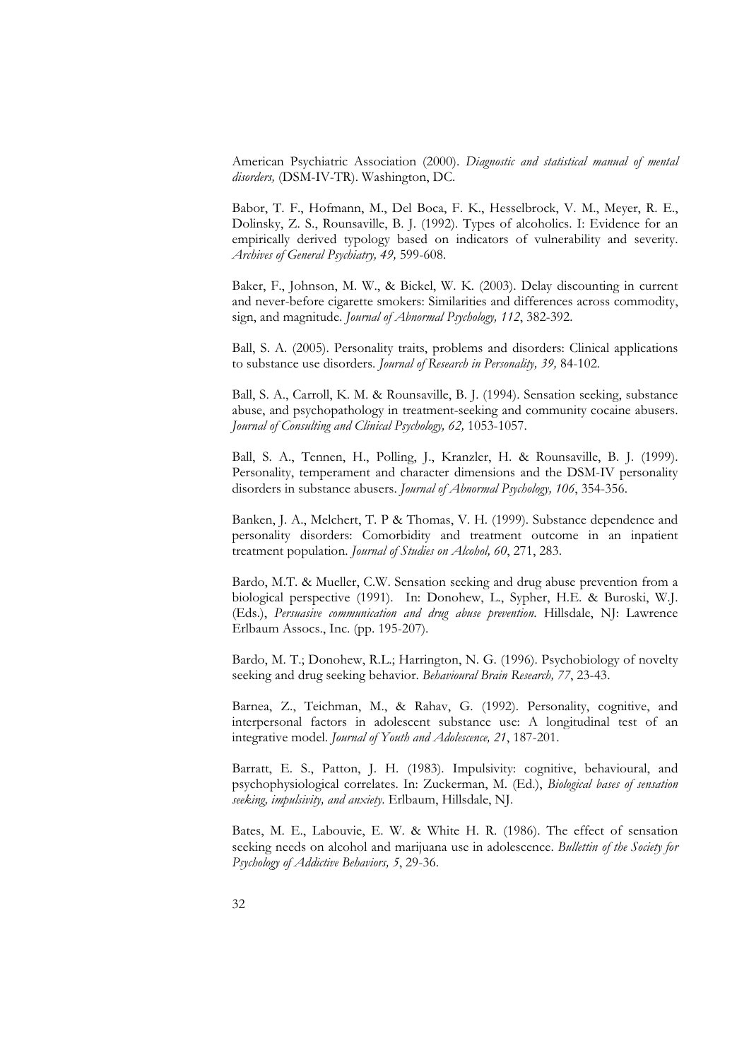American Psychiatric Association (2000). *Diagnostic and statistical manual of mental disorders,* (DSM-IV-TR). Washington, DC.

Babor, T. F., Hofmann, M., Del Boca, F. K., Hesselbrock, V. M., Meyer, R. E., Dolinsky, Z. S., Rounsaville, B. J. (1992). Types of alcoholics. I: Evidence for an empirically derived typology based on indicators of vulnerability and severity. *Archives of General Psychiatry, 49,* 599-608.

Baker, F., Johnson, M. W., & Bickel, W. K. (2003). Delay discounting in current and never-before cigarette smokers: Similarities and differences across commodity, sign, and magnitude. *Journal of Abnormal Psychology, 112*, 382-392.

Ball, S. A. (2005). Personality traits, problems and disorders: Clinical applications to substance use disorders. *Journal of Research in Personality, 39,* 84-102.

Ball, S. A., Carroll, K. M. & Rounsaville, B. J. (1994). Sensation seeking, substance abuse, and psychopathology in treatment-seeking and community cocaine abusers. *Journal of Consulting and Clinical Psychology, 62,* 1053-1057.

Ball, S. A., Tennen, H., Polling, J., Kranzler, H. & Rounsaville, B. J. (1999). Personality, temperament and character dimensions and the DSM-IV personality disorders in substance abusers. *Journal of Abnormal Psychology, 106*, 354-356.

Banken, J. A., Melchert, T. P & Thomas, V. H. (1999). Substance dependence and personality disorders: Comorbidity and treatment outcome in an inpatient treatment population. *Journal of Studies on Alcohol, 60*, 271, 283.

Bardo, M.T. & Mueller, C.W. Sensation seeking and drug abuse prevention from a biological perspective (1991). In: Donohew, L., Sypher, H.E. & Buroski, W.J. (Eds.), *Persuasive communication and drug abuse prevention*. Hillsdale, NJ: Lawrence Erlbaum Assocs., Inc. (pp. 195-207).

Bardo, M. T.; Donohew, R.L.; Harrington, N. G. (1996). Psychobiology of novelty seeking and drug seeking behavior. *Behavioural Brain Research, 77*, 23-43.

Barnea, Z., Teichman, M., & Rahav, G. (1992). Personality, cognitive, and interpersonal factors in adolescent substance use: A longitudinal test of an integrative model. *Journal of Youth and Adolescence, 21*, 187-201.

Barratt, E. S., Patton, J. H. (1983). Impulsivity: cognitive, behavioural, and psychophysiological correlates. In: Zuckerman, M. (Ed.), *Biological bases of sensation seeking, impulsivity, and anxiety*. Erlbaum, Hillsdale, NJ.

Bates, M. E., Labouvie, E. W. & White H. R. (1986). The effect of sensation seeking needs on alcohol and marijuana use in adolescence. *Bullettin of the Society for Psychology of Addictive Behaviors, 5*, 29-36.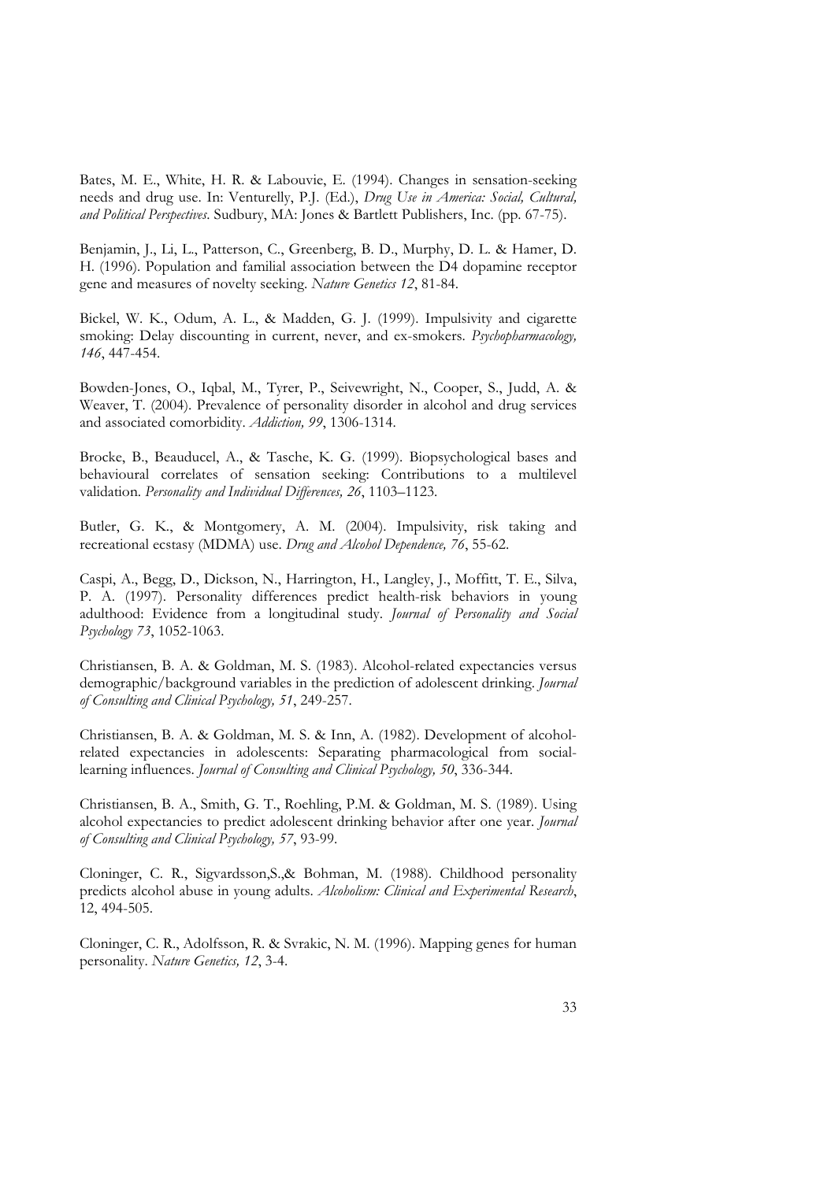Bates, M. E., White, H. R. & Labouvie, E. (1994). Changes in sensation-seeking needs and drug use. In: Venturelly, P.J. (Ed.), *Drug Use in America: Social, Cultural, and Political Perspectives*. Sudbury, MA: Jones & Bartlett Publishers, Inc. (pp. 67-75).

Benjamin, J., Li, L., Patterson, C., Greenberg, B. D., Murphy, D. L. & Hamer, D. H. (1996). Population and familial association between the D4 dopamine receptor gene and measures of novelty seeking. *Nature Genetics 12*, 81-84.

Bickel, W. K., Odum, A. L., & Madden, G. J. (1999). Impulsivity and cigarette smoking: Delay discounting in current, never, and ex-smokers. *Psychopharmacology, 146*, 447-454.

Bowden-Jones, O., Iqbal, M., Tyrer, P., Seivewright, N., Cooper, S., Judd, A. & Weaver, T. (2004). Prevalence of personality disorder in alcohol and drug services and associated comorbidity. *Addiction, 99*, 1306-1314.

Brocke, B., Beauducel, A., & Tasche, K. G. (1999). Biopsychological bases and behavioural correlates of sensation seeking: Contributions to a multilevel validation. *Personality and Individual Differences, 26*, 1103–1123.

Butler, G. K., & Montgomery, A. M. (2004). Impulsivity, risk taking and recreational ecstasy (MDMA) use. *Drug and Alcohol Dependence, 76*, 55-62.

Caspi, A., Begg, D., Dickson, N., Harrington, H., Langley, J., Moffitt, T. E., Silva, P. A. (1997). Personality differences predict health-risk behaviors in young adulthood: Evidence from a longitudinal study. *Journal of Personality and Social Psychology 73*, 1052-1063.

Christiansen, B. A. & Goldman, M. S. (1983). Alcohol-related expectancies versus demographic/background variables in the prediction of adolescent drinking. *Journal of Consulting and Clinical Psychology, 51*, 249-257.

Christiansen, B. A. & Goldman, M. S. & Inn, A. (1982). Development of alcohol-related expectancies in adolescents: Separating pharmacological from social-learning influences. *Journal of Consulting and Clinical Psychology, 50*, 336-344.

Christiansen, B. A., Smith, G. T., Roehling, P.M. & Goldman, M. S. (1989). Using alcohol expectancies to predict adolescent drinking behavior after one year. *Journal of Consulting and Clinical Psychology, 57*, 93-99.

Cloninger, C. R., Sigvardsson,S.,& Bohman, M. (1988). Childhood personality predicts alcohol abuse in young adults. *Alcoholism: Clinical and Experimental Research*, 12, 494-505.

Cloninger, C. R., Adolfsson, R. & Svrakic, N. M. (1996). Mapping genes for human personality. *Nature Genetics, 12*, 3-4.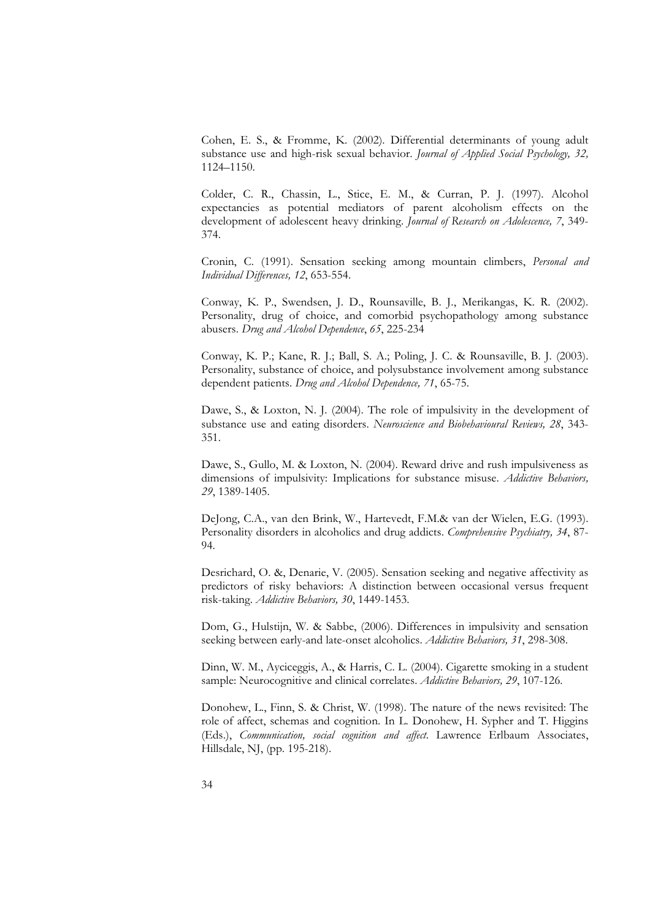Cohen, E. S., & Fromme, K. (2002). Differential determinants of young adult substance use and high-risk sexual behavior. *Journal of Applied Social Psychology, 32,* 1124–1150.

Colder, C. R., Chassin, L., Stice, E. M., & Curran, P. J. (1997). Alcohol expectancies as potential mediators of parent alcoholism effects on the development of adolescent heavy drinking. *Journal of Research on Adolescence, 7*, 349-374.

Cronin, C. (1991). Sensation seeking among mountain climbers, *Personal and Individual Differences, 12*, 653-554.

Conway, K. P., Swendsen, J. D., Rounsaville, B. J., Merikangas, K. R. (2002). Personality, drug of choice, and comorbid psychopathology among substance abusers. *Drug and Alcohol Dependence*, *65*, 225-234

Conway, K. P.; Kane, R. J.; Ball, S. A.; Poling, J. C. & Rounsaville, B. J. (2003). Personality, substance of choice, and polysubstance involvement among substance dependent patients. *Drug and Alcohol Dependence, 71*, 65-75.

Dawe, S., & Loxton, N. J. (2004). The role of impulsivity in the development of substance use and eating disorders. *Neuroscience and Biobehavioural Reviews, 28*, 343-351.

Dawe, S., Gullo, M. & Loxton, N. (2004). Reward drive and rush impulsiveness as dimensions of impulsivity: Implications for substance misuse. *Addictive Behaviors, 29*, 1389-1405.

DeJong, C.A., van den Brink, W., Hartevedt, F.M.& van der Wielen, E.G. (1993). Personality disorders in alcoholics and drug addicts. *Comprehensive Psychiatry, 34*, 87-94.

Desrichard, O. &, Denarie, V. (2005). Sensation seeking and negative affectivity as predictors of risky behaviors: A distinction between occasional versus frequent risk-taking. *Addictive Behaviors, 30*, 1449-1453.

Dom, G., Hulstijn, W. & Sabbe, (2006). Differences in impulsivity and sensation seeking between early-and late-onset alcoholics. *Addictive Behaviors, 31*, 298-308.

Dinn, W. M., Ayciceggis, A., & Harris, C. L. (2004). Cigarette smoking in a student sample: Neurocognitive and clinical correlates. *Addictive Behaviors, 29*, 107-126.

Donohew, L., Finn, S. & Christ, W. (1998). The nature of the news revisited: The role of affect, schemas and cognition. In L. Donohew, H. Sypher and T. Higgins (Eds.), *Communication, social cognition and affect*. Lawrence Erlbaum Associates, Hillsdale, NJ, (pp. 195-218).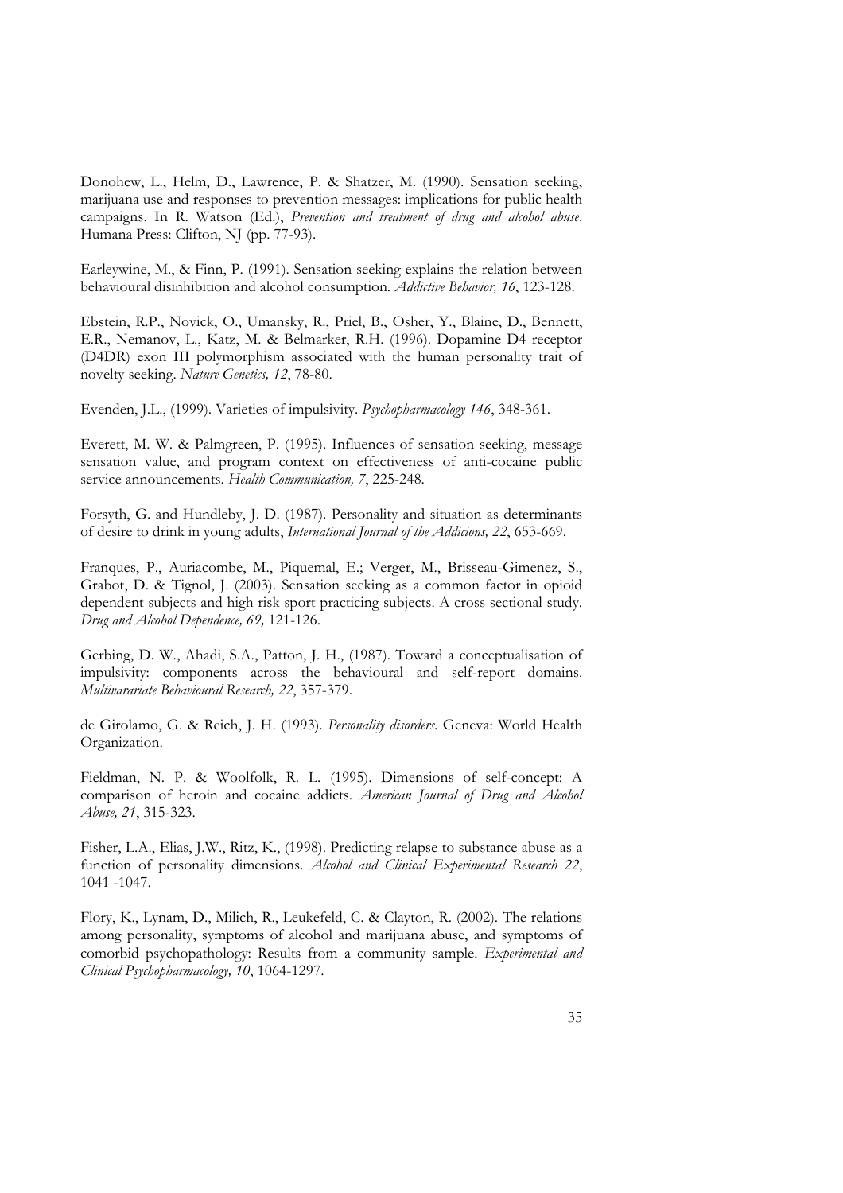Donohew, L., Helm, D., Lawrence, P. & Shatzer, M. (1990). Sensation seeking, marijuana use and responses to prevention messages: implications for public health campaigns. In R. Watson (Ed.), *Prevention and treatment of drug and alcohol abuse*. Humana Press: Clifton, NJ (pp. 77-93).

Earleywine, M., & Finn, P. (1991). Sensation seeking explains the relation between behavioural disinhibition and alcohol consumption. *Addictive Behavior, 16*, 123-128.

Ebstein, R.P., Novick, O., Umansky, R., Priel, B., Osher, Y., Blaine, D., Bennett, E.R., Nemanov, L., Katz, M. & Belmarker, R.H. (1996). Dopamine D4 receptor (D4DR) exon III polymorphism associated with the human personality trait of novelty seeking. *Nature Genetics, 12*, 78-80.

Evenden, J.L., (1999). Varieties of impulsivity. *Psychopharmacology 146*, 348-361.

Everett, M. W. & Palmgreen, P. (1995). Influences of sensation seeking, message sensation value, and program context on effectiveness of anti-cocaine public service announcements. *Health Communication, 7*, 225-248.

Forsyth, G. and Hundleby, J. D. (1987). Personality and situation as determinants of desire to drink in young adults, *International Journal of the Addicions, 22*, 653-669.

Franques, P., Auriacombe, M., Piquemal, E.; Verger, M., Brisseau-Gimenez, S., Grabot, D. & Tignol, J. (2003). Sensation seeking as a common factor in opioid dependent subjects and high risk sport practicing subjects. A cross sectional study. *Drug and Alcohol Dependence, 69,* 121-126.

Gerbing, D. W., Ahadi, S.A., Patton, J. H., (1987). Toward a conceptualisation of impulsivity: components across the behavioural and self-report domains. *Multivarariate Behavioural Research, 22*, 357-379.

de Girolamo, G. & Reich, J. H. (1993). *Personality disorders*. Geneva: World Health Organization.

Fieldman, N. P. & Woolfolk, R. L. (1995). Dimensions of self-concept: A comparison of heroin and cocaine addicts. *American Journal of Drug and Alcohol Abuse, 21*, 315-323.

Fisher, L.A., Elias, J.W., Ritz, K., (1998). Predicting relapse to substance abuse as a function of personality dimensions. *Alcohol and Clinical Experimental Research 22*, 1041 -1047.

Flory, K., Lynam, D., Milich, R., Leukefeld, C. & Clayton, R. (2002). The relations among personality, symptoms of alcohol and marijuana abuse, and symptoms of comorbid psychopathology: Results from a community sample. *Experimental and Clinical Psychopharmacology, 10*, 1064-1297.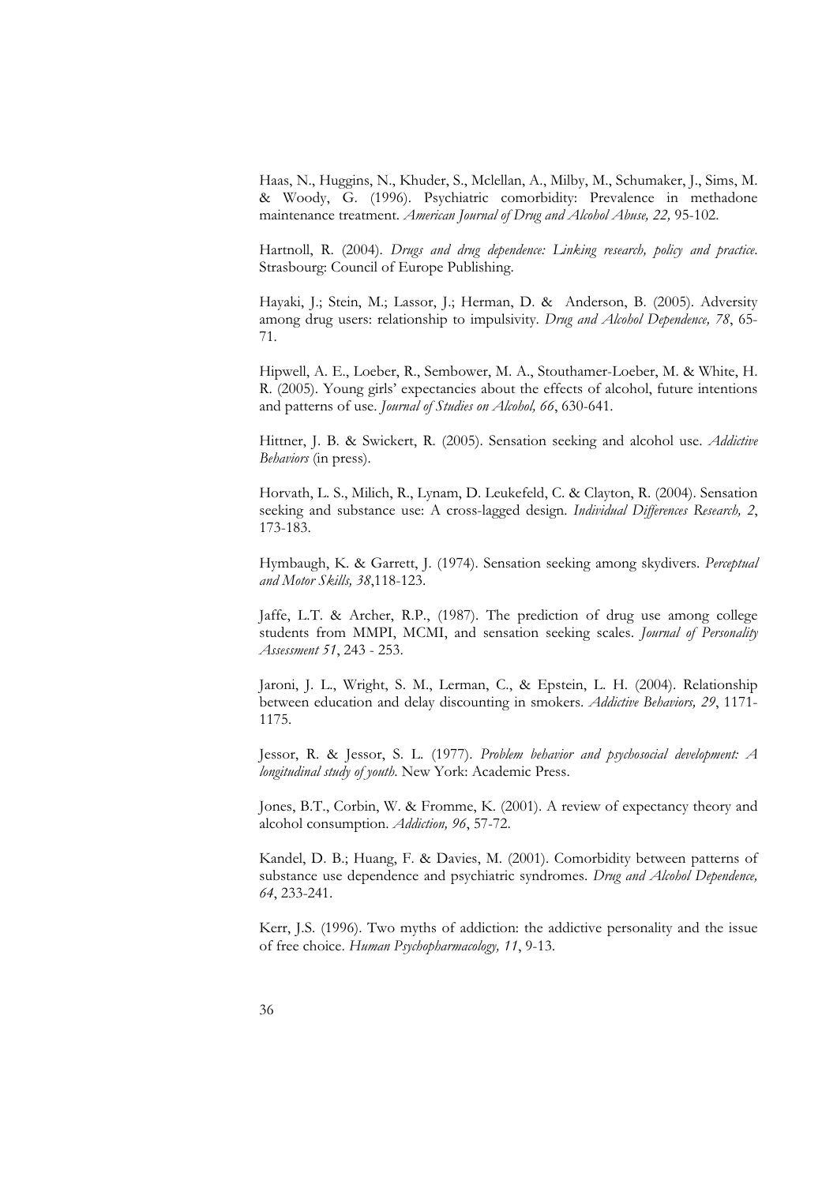Haas, N., Huggins, N., Khuder, S., Mclellan, A., Milby, M., Schumaker, J., Sims, M. & Woody, G. (1996). Psychiatric comorbidity: Prevalence in methadone maintenance treatment. *American Journal of Drug and Alcohol Abuse, 22,* 95-102.

Hartnoll, R. (2004). *Drugs and drug dependence: Linking research, policy and practice.* Strasbourg: Council of Europe Publishing.

Hayaki, J.; Stein, M.; Lassor, J.; Herman, D. & Anderson, B. (2005). Adversity among drug users: relationship to impulsivity. *Drug and Alcohol Dependence, 78*, 65-71.

Hipwell, A. E., Loeber, R., Sembower, M. A., Stouthamer-Loeber, M. & White, H. R. (2005). Young girls' expectancies about the effects of alcohol, future intentions and patterns of use. *Journal of Studies on Alcohol, 66*, 630-641.

Hittner, J. B. & Swickert, R. (2005). Sensation seeking and alcohol use. *Addictive Behaviors* (in press).

Horvath, L. S., Milich, R., Lynam, D. Leukefeld, C. & Clayton, R. (2004). Sensation seeking and substance use: A cross-lagged design. *Individual Differences Research, 2*, 173-183.

Hymbaugh, K. & Garrett, J. (1974). Sensation seeking among skydivers. *Perceptual and Motor Skills, 38*,118-123.

Jaffe, L.T. & Archer, R.P., (1987). The prediction of drug use among college students from MMPI, MCMI, and sensation seeking scales. *Journal of Personality Assessment 51*, 243 - 253.

Jaroni, J. L., Wright, S. M., Lerman, C., & Epstein, L. H. (2004). Relationship between education and delay discounting in smokers. *Addictive Behaviors, 29*, 1171-1175.

Jessor, R. & Jessor, S. L. (1977). *Problem behavior and psychosocial development: A longitudinal study of youth.* New York: Academic Press.

Jones, B.T., Corbin, W. & Fromme, K. (2001). A review of expectancy theory and alcohol consumption. *Addiction, 96*, 57-72.

Kandel, D. B.; Huang, F. & Davies, M. (2001). Comorbidity between patterns of substance use dependence and psychiatric syndromes. *Drug and Alcohol Dependence, 64*, 233-241.

Kerr, J.S. (1996). Two myths of addiction: the addictive personality and the issue of free choice. *Human Psychopharmacology, 11*, 9-13.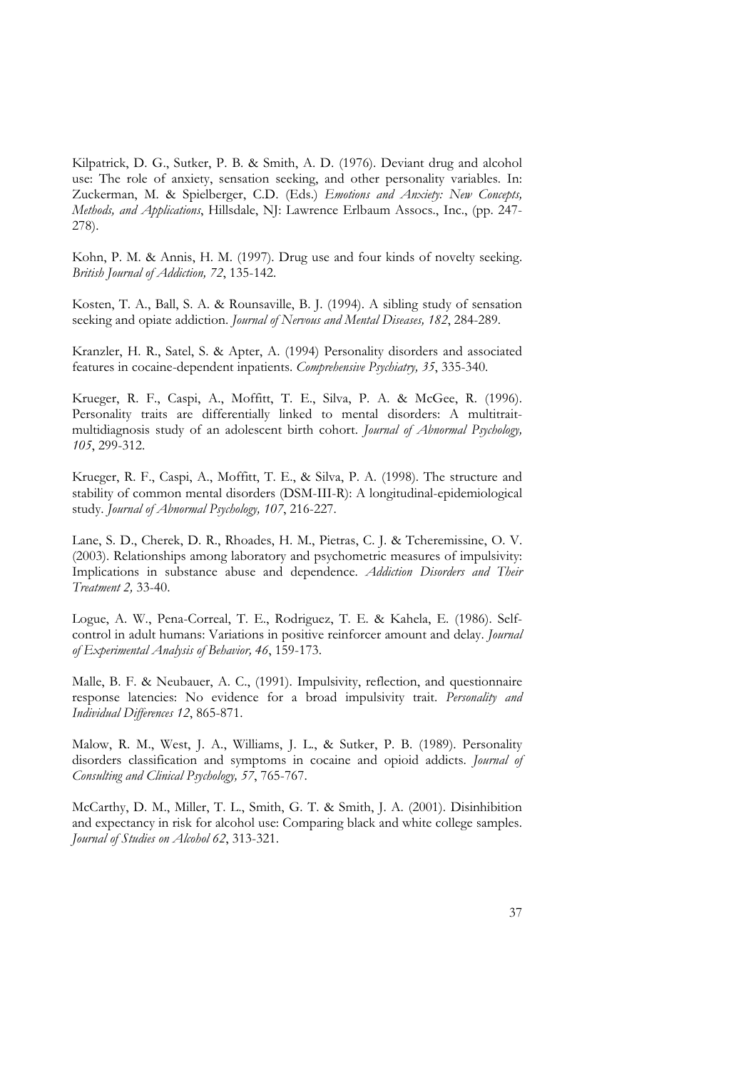Kilpatrick, D. G., Sutker, P. B. & Smith, A. D. (1976). Deviant drug and alcohol use: The role of anxiety, sensation seeking, and other personality variables. In: Zuckerman, M. & Spielberger, C.D. (Eds.) *Emotions and Anxiety: New Concepts, Methods, and Applications*, Hillsdale, NJ: Lawrence Erlbaum Assocs., Inc., (pp. 247-278).

Kohn, P. M. & Annis, H. M. (1997). Drug use and four kinds of novelty seeking. *British Journal of Addiction, 72*, 135-142.

Kosten, T. A., Ball, S. A. & Rounsaville, B. J. (1994). A sibling study of sensation seeking and opiate addiction. *Journal of Nervous and Mental Diseases, 182*, 284-289.

Kranzler, H. R., Satel, S. & Apter, A. (1994) Personality disorders and associated features in cocaine-dependent inpatients. *Comprehensive Psychiatry, 35*, 335-340.

Krueger, R. F., Caspi, A., Moffitt, T. E., Silva, P. A. & McGee, R. (1996). Personality traits are differentially linked to mental disorders: A multitrait-multidiagnosis study of an adolescent birth cohort. *Journal of Abnormal Psychology, 105*, 299-312.

Krueger, R. F., Caspi, A., Moffitt, T. E., & Silva, P. A. (1998). The structure and stability of common mental disorders (DSM-III-R): A longitudinal-epidemiological study. *Journal of Abnormal Psychology, 107*, 216-227.

Lane, S. D., Cherek, D. R., Rhoades, H. M., Pietras, C. J. & Tcheremissine, O. V. (2003). Relationships among laboratory and psychometric measures of impulsivity: Implications in substance abuse and dependence. *Addiction Disorders and Their Treatment 2,* 33-40.

Logue, A. W., Pena-Correal, T. E., Rodriguez, T. E. & Kahela, E. (1986). Self-control in adult humans: Variations in positive reinforcer amount and delay. *Journal of Experimental Analysis of Behavior, 46*, 159-173.

Malle, B. F. & Neubauer, A. C., (1991). Impulsivity, reflection, and questionnaire response latencies: No evidence for a broad impulsivity trait. *Personality and Individual Differences 12*, 865-871.

Malow, R. M., West, J. A., Williams, J. L., & Sutker, P. B. (1989). Personality disorders classification and symptoms in cocaine and opioid addicts. *Journal of Consulting and Clinical Psychology, 57*, 765-767.

McCarthy, D. M., Miller, T. L., Smith, G. T. & Smith, J. A. (2001). Disinhibition and expectancy in risk for alcohol use: Comparing black and white college samples. *Journal of Studies on Alcohol 62*, 313-321.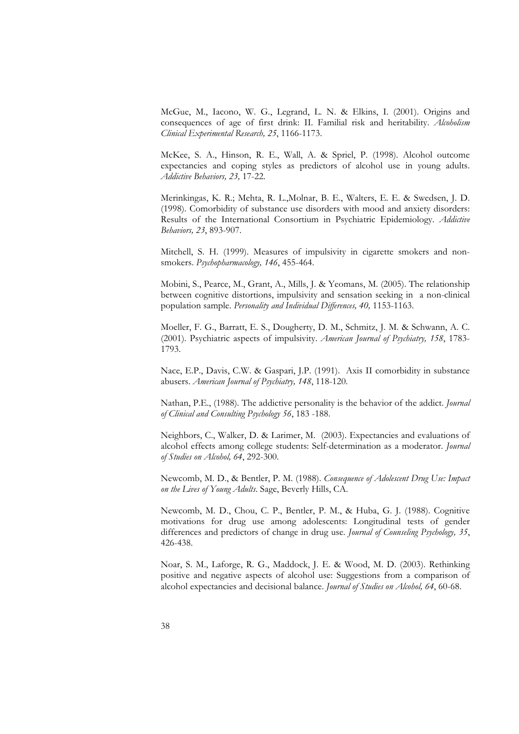McGue, M., Iacono, W. G., Legrand, L. N. & Elkins, I. (2001). Origins and consequences of age of first drink: II. Familial risk and heritability. *Alcoholism Clinical Experimental Research, 25*, 1166-1173.

McKee, S. A., Hinson, R. E., Wall, A. & Spriel, P. (1998). Alcohol outcome expectancies and coping styles as predictors of alcohol use in young adults. *Addictive Behaviors, 23,* 17-22.

Merinkingas, K. R.; Mehta, R. L.,Molnar, B. E., Walters, E. E. & Swedsen, J. D. (1998). Comorbidity of substance use disorders with mood and anxiety disorders: Results of the International Consortium in Psychiatric Epidemiology. *Addictive Behaviors, 23*, 893-907.

Mitchell, S. H. (1999). Measures of impulsivity in cigarette smokers and non-smokers. *Psychopharmacology, 146*, 455-464.

Mobini, S., Pearce, M., Grant, A., Mills, J. & Yeomans, M. (2005). The relationship between cognitive distortions, impulsivity and sensation seeking in a non-clinical population sample. *Personality and Individual Differences, 40,* 1153-1163.

Moeller, F. G., Barratt, E. S., Dougherty, D. M., Schmitz, J. M. & Schwann, A. C. (2001). Psychiatric aspects of impulsivity. *American Journal of Psychiatry, 158*, 1783-1793.

Nace, E.P., Davis, C.W. & Gaspari, J.P. (1991). Axis II comorbidity in substance abusers. *American Journal of Psychiatry, 148*, 118-120.

Nathan, P.E., (1988). The addictive personality is the behavior of the addict. *Journal of Clinical and Consulting Psychology 56*, 183 -188.

Neighbors, C., Walker, D. & Larimer, M. (2003). Expectancies and evaluations of alcohol effects among college students: Self-determination as a moderator. *Journal of Studies on Alcohol, 64*, 292-300.

Newcomb, M. D., & Bentler, P. M. (1988). *Consequence of Adolescent Drug Use: Impact on the Lives of Young Adults*. Sage, Beverly Hills, CA.

Newcomb, M. D., Chou, C. P., Bentler, P. M., & Huba, G. J. (1988). Cognitive motivations for drug use among adolescents: Longitudinal tests of gender differences and predictors of change in drug use. *Journal of Counseling Psychology, 35*, 426-438.

Noar, S. M., Laforge, R. G., Maddock, J. E. & Wood, M. D. (2003). Rethinking positive and negative aspects of alcohol use: Suggestions from a comparison of alcohol expectancies and decisional balance. *Journal of Studies on Alcohol, 64*, 60-68.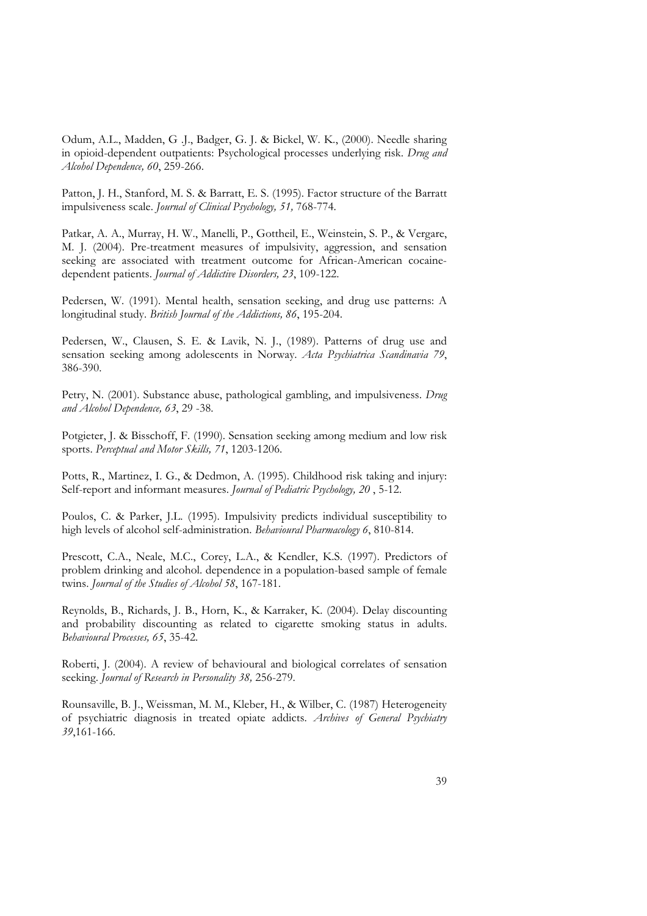Odum, A.L., Madden, G .J., Badger, G. J. & Bickel, W. K., (2000). Needle sharing in opioid-dependent outpatients: Psychological processes underlying risk. *Drug and Alcohol Dependence, 60*, 259-266.

Patton, J. H., Stanford, M. S. & Barratt, E. S. (1995). Factor structure of the Barratt impulsiveness scale. *Journal of Clinical Psychology, 51,* 768-774.

Patkar, A. A., Murray, H. W., Manelli, P., Gottheil, E., Weinstein, S. P., & Vergare, M. J. (2004). Pre-treatment measures of impulsivity, aggression, and sensation seeking are associated with treatment outcome for African-American cocaine-dependent patients. *Journal of Addictive Disorders, 23*, 109-122.

Pedersen, W. (1991). Mental health, sensation seeking, and drug use patterns: A longitudinal study. *British Journal of the Addictions, 86*, 195-204.

Pedersen, W., Clausen, S. E. & Lavik, N. J., (1989). Patterns of drug use and sensation seeking among adolescents in Norway. *Acta Psychiatrica Scandinavia 79*, 386-390.

Petry, N. (2001). Substance abuse, pathological gambling, and impulsiveness. *Drug and Alcohol Dependence, 63*, 29 -38.

Potgieter, J. & Bisschoff, F. (1990). Sensation seeking among medium and low risk sports. *Perceptual and Motor Skills, 71*, 1203-1206.

Potts, R., Martinez, I. G., & Dedmon, A. (1995). Childhood risk taking and injury: Self-report and informant measures. *Journal of Pediatric Psychology, 20* , 5-12.

Poulos, C. & Parker, J.L. (1995). Impulsivity predicts individual susceptibility to high levels of alcohol self-administration. *Behavioural Pharmacology 6*, 810-814.

Prescott, C.A., Neale, M.C., Corey, L.A., & Kendler, K.S. (1997). Predictors of problem drinking and alcohol. dependence in a population-based sample of female twins. *Journal of the Studies of Alcohol 58*, 167-181.

Reynolds, B., Richards, J. B., Horn, K., & Karraker, K. (2004). Delay discounting and probability discounting as related to cigarette smoking status in adults. *Behavioural Processes, 65*, 35-42.

Roberti, J. (2004). A review of behavioural and biological correlates of sensation seeking. *Journal of Research in Personality 38,* 256-279.

Rounsaville, B. J., Weissman, M. M., Kleber, H., & Wilber, C. (1987) Heterogeneity of psychiatric diagnosis in treated opiate addicts. *Archives of General Psychiatry 39*,161-166.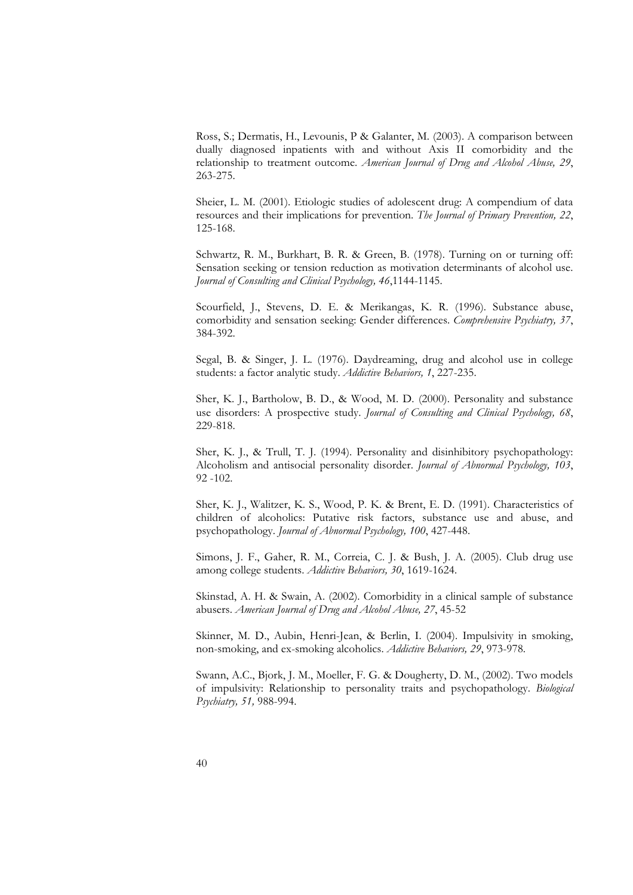Ross, S.; Dermatis, H., Levounis, P & Galanter, M. (2003). A comparison between dually diagnosed inpatients with and without Axis II comorbidity and the relationship to treatment outcome. *American Journal of Drug and Alcohol Abuse, 29*, 263-275.

Sheier, L. M. (2001). Etiologic studies of adolescent drug: A compendium of data resources and their implications for prevention. *The Journal of Primary Prevention, 22*, 125-168.

Schwartz, R. M., Burkhart, B. R. & Green, B. (1978). Turning on or turning off: Sensation seeking or tension reduction as motivation determinants of alcohol use. *Journal of Consulting and Clinical Psychology, 46*,1144-1145.

Scourfield, J., Stevens, D. E. & Merikangas, K. R. (1996). Substance abuse, comorbidity and sensation seeking: Gender differences. *Comprehensive Psychiatry, 37*, 384-392.

Segal, B. & Singer, J. L. (1976). Daydreaming, drug and alcohol use in college students: a factor analytic study. *Addictive Behaviors, 1*, 227-235.

Sher, K. J., Bartholow, B. D., & Wood, M. D. (2000). Personality and substance use disorders: A prospective study. *Journal of Consulting and Clinical Psychology, 68*, 229-818.

Sher, K. J., & Trull, T. J. (1994). Personality and disinhibitory psychopathology: Alcoholism and antisocial personality disorder. *Journal of Abnormal Psychology, 103*, 92 -102.

Sher, K. J., Walitzer, K. S., Wood, P. K. & Brent, E. D. (1991). Characteristics of children of alcoholics: Putative risk factors, substance use and abuse, and psychopathology. *Journal of Abnormal Psychology, 100*, 427-448.

Simons, J. F., Gaher, R. M., Correia, C. J. & Bush, J. A. (2005). Club drug use among college students. *Addictive Behaviors, 30*, 1619-1624.

Skinstad, A. H. & Swain, A. (2002). Comorbidity in a clinical sample of substance abusers. *American Journal of Drug and Alcohol Abuse, 27*, 45-52

Skinner, M. D., Aubin, Henri-Jean, & Berlin, I. (2004). Impulsivity in smoking, non-smoking, and ex-smoking alcoholics. *Addictive Behaviors, 29*, 973-978.

Swann, A.C., Bjork, J. M., Moeller, F. G. & Dougherty, D. M., (2002). Two models of impulsivity: Relationship to personality traits and psychopathology. *Biological Psychiatry, 51,* 988-994.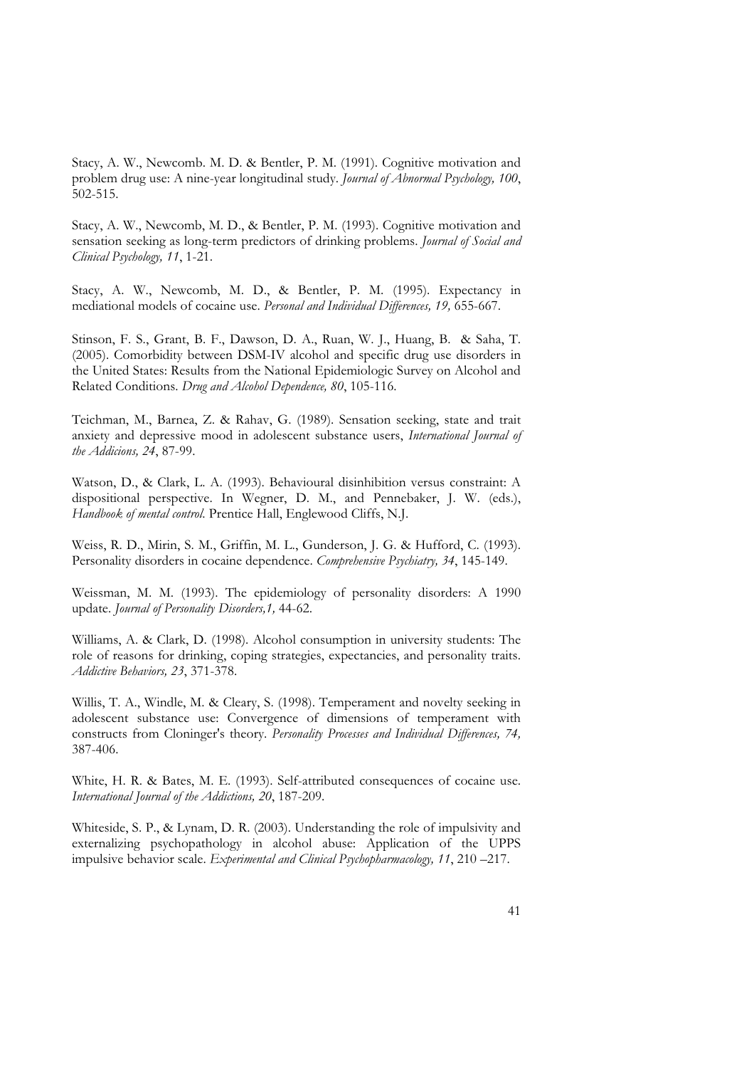Stacy, A. W., Newcomb. M. D. & Bentler, P. M. (1991). Cognitive motivation and problem drug use: A nine-year longitudinal study. *Journal of Abnormal Psychology, 100*, 502-515.

Stacy, A. W., Newcomb, M. D., & Bentler, P. M. (1993). Cognitive motivation and sensation seeking as long-term predictors of drinking problems. *Journal of Social and Clinical Psychology, 11*, 1-21.

Stacy, A. W., Newcomb, M. D., & Bentler, P. M. (1995). Expectancy in mediational models of cocaine use. *Personal and Individual Differences, 19,* 655-667.

Stinson, F. S., Grant, B. F., Dawson, D. A., Ruan, W. J., Huang, B. & Saha, T. (2005). Comorbidity between DSM-IV alcohol and specific drug use disorders in the United States: Results from the National Epidemiologic Survey on Alcohol and Related Conditions. *Drug and Alcohol Dependence, 80*, 105-116.

Teichman, M., Barnea, Z. & Rahav, G. (1989). Sensation seeking, state and trait anxiety and depressive mood in adolescent substance users, *International Journal of the Addicions, 24*, 87-99.

Watson, D., & Clark, L. A. (1993). Behavioural disinhibition versus constraint: A dispositional perspective. In Wegner, D. M., and Pennebaker, J. W. (eds.), *Handbook of mental control.* Prentice Hall, Englewood Cliffs, N.J.

Weiss, R. D., Mirin, S. M., Griffin, M. L., Gunderson, J. G. & Hufford, C. (1993). Personality disorders in cocaine dependence. *Comprehensive Psychiatry, 34*, 145-149.

Weissman, M. M. (1993). The epidemiology of personality disorders: A 1990 update. *Journal of Personality Disorders,1,* 44-62.

Williams, A. & Clark, D. (1998). Alcohol consumption in university students: The role of reasons for drinking, coping strategies, expectancies, and personality traits. *Addictive Behaviors, 23*, 371-378.

Willis, T. A., Windle, M. & Cleary, S. (1998). Temperament and novelty seeking in adolescent substance use: Convergence of dimensions of temperament with constructs from Cloninger's theory. *Personality Processes and Individual Differences, 74,* 387-406.

White, H. R. & Bates, M. E. (1993). Self-attributed consequences of cocaine use. *International Journal of the Addictions, 20*, 187-209.

Whiteside, S. P., & Lynam, D. R. (2003). Understanding the role of impulsivity and externalizing psychopathology in alcohol abuse: Application of the UPPS impulsive behavior scale. *Experimental and Clinical Psychopharmacology, 11*, 210 –217.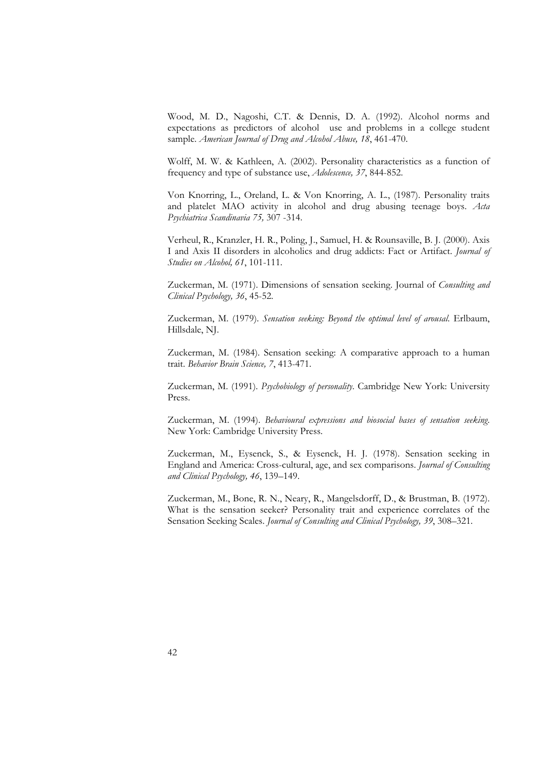Wood, M. D., Nagoshi, C.T. & Dennis, D. A. (1992). Alcohol norms and expectations as predictors of alcohol use and problems in a college student sample. *American Journal of Drug and Alcohol Abuse, 18*, 461-470.

Wolff, M. W. & Kathleen, A. (2002). Personality characteristics as a function of frequency and type of substance use, *Adolescence, 37*, 844-852.

Von Knorring, L., Oreland, L. & Von Knorring, A. L., (1987). Personality traits and platelet MAO activity in alcohol and drug abusing teenage boys. *Acta Psychiatrica Scandinavia 75,* 307 -314.

Verheul, R., Kranzler, H. R., Poling, J., Samuel, H. & Rounsaville, B. J. (2000). Axis I and Axis II disorders in alcoholics and drug addicts: Fact or Artifact. *Journal of Studies on Alcohol, 61*, 101-111.

Zuckerman, M. (1971). Dimensions of sensation seeking. Journal of *Consulting and Clinical Psychology, 36*, 45-52.

Zuckerman, M. (1979). *Sensation seeking: Beyond the optimal level of arousal.* Erlbaum, Hillsdale, NJ.

Zuckerman, M. (1984). Sensation seeking: A comparative approach to a human trait. *Behavior Brain Science, 7*, 413-471.

Zuckerman, M. (1991). *Psychobiology of personality.* Cambridge New York: University Press.

Zuckerman, M. (1994). *Behavioural expressions and biosocial bases of sensation seeking.* New York: Cambridge University Press.

Zuckerman, M., Eysenck, S., & Eysenck, H. J. (1978). Sensation seeking in England and America: Cross-cultural, age, and sex comparisons. *Journal of Consulting and Clinical Psychology, 46*, 139–149.

Zuckerman, M., Bone, R. N., Neary, R., Mangelsdorff, D., & Brustman, B. (1972). What is the sensation seeker? Personality trait and experience correlates of the Sensation Seeking Scales. *Journal of Consulting and Clinical Psychology, 39*, 308–321.